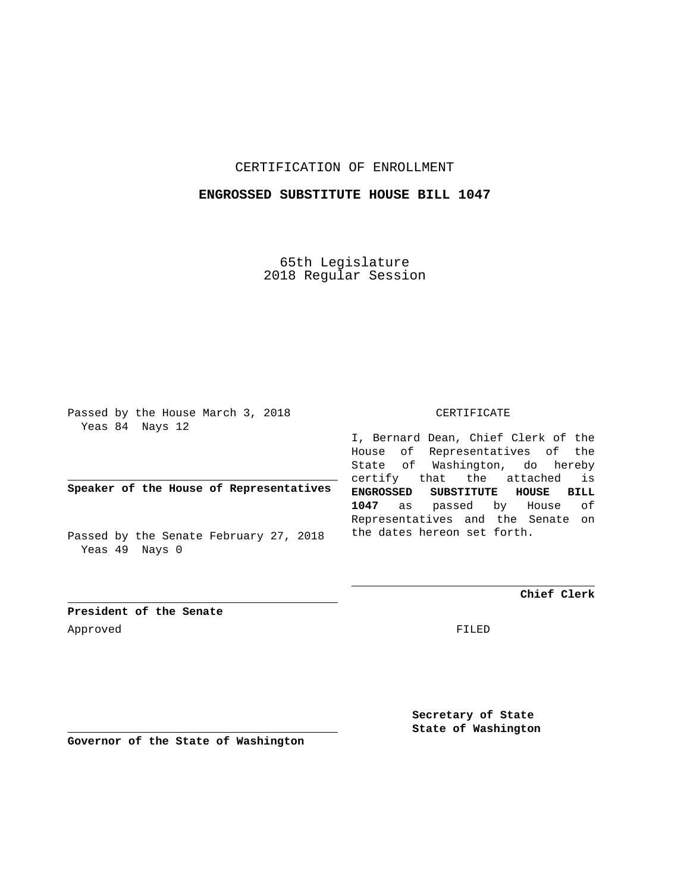CERTIFICATION OF ENROLLMENT

**ENGROSSED SUBSTITUTE HOUSE BILL 1047**

65th Legislature
2018 Regular Session

Passed by the House March 3, 2018
Yeas 84 Nays 12

**Speaker of the House of Representatives**

Passed by the Senate February 27, 2018
Yeas 49 Nays 0

**President of the Senate**

Approved

**Governor of the State of Washington**

CERTIFICATE

I, Bernard Dean, Chief Clerk of the House of Representatives of the State of Washington, do hereby certify that the attached is **ENGROSSED SUBSTITUTE HOUSE BILL 1047** as passed by House of Representatives and the Senate on the dates hereon set forth.

**Chief Clerk**

FILED

**Secretary of State**
**State of Washington**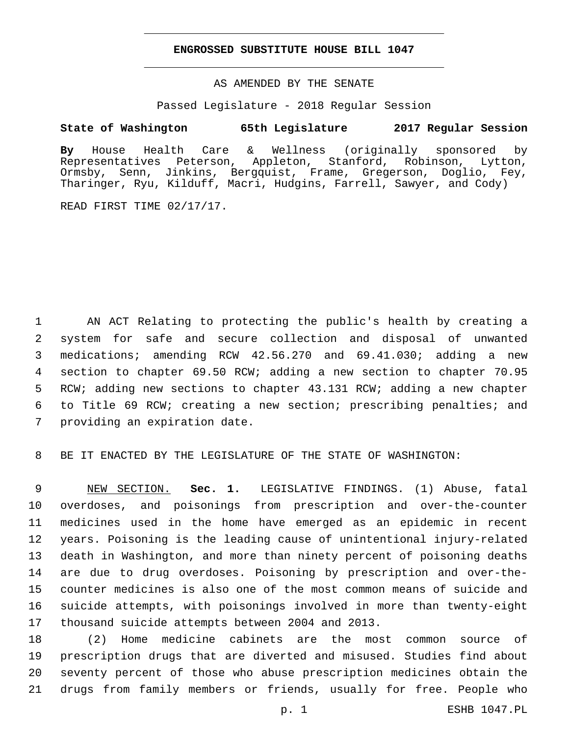# ENGROSSED SUBSTITUTE HOUSE BILL 1047

AS AMENDED BY THE SENATE

Passed Legislature - 2018 Regular Session

**State of Washington 65th Legislature 2017 Regular Session**

**By** House Health Care & Wellness (originally sponsored by Representatives Peterson, Appleton, Stanford, Robinson, Lytton, Ormsby, Senn, Jinkins, Bergquist, Frame, Gregerson, Doglio, Fey, Tharinger, Ryu, Kilduff, Macri, Hudgins, Farrell, Sawyer, and Cody)

READ FIRST TIME 02/17/17.

1 AN ACT Relating to protecting the public's health by creating a 2 system for safe and secure collection and disposal of unwanted 3 medications; amending RCW 42.56.270 and 69.41.030; adding a new 4 section to chapter 69.50 RCW; adding a new section to chapter 70.95 5 RCW; adding new sections to chapter 43.131 RCW; adding a new chapter 6 to Title 69 RCW; creating a new section; prescribing penalties; and 7 providing an expiration date.

8 BE IT ENACTED BY THE LEGISLATURE OF THE STATE OF WASHINGTON:

9 NEW SECTION. **Sec. 1.** LEGISLATIVE FINDINGS. (1) Abuse, fatal 10 overdoses, and poisonings from prescription and over-the-counter 11 medicines used in the home have emerged as an epidemic in recent 12 years. Poisoning is the leading cause of unintentional injury-related 13 death in Washington, and more than ninety percent of poisoning deaths 14 are due to drug overdoses. Poisoning by prescription and over-the-15 counter medicines is also one of the most common means of suicide and 16 suicide attempts, with poisonings involved in more than twenty-eight 17 thousand suicide attempts between 2004 and 2013.

18 (2) Home medicine cabinets are the most common source of 19 prescription drugs that are diverted and misused. Studies find about 20 seventy percent of those who abuse prescription medicines obtain the 21 drugs from family members or friends, usually for free. People who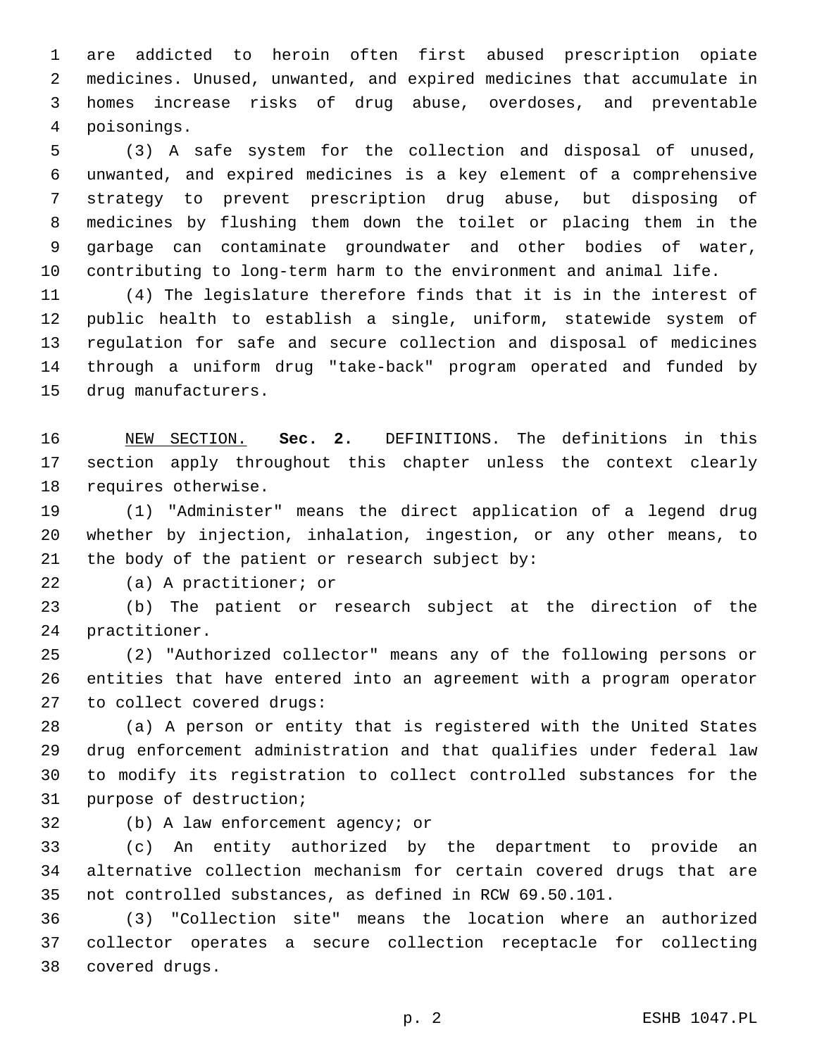are addicted to heroin often first abused prescription opiate medicines. Unused, unwanted, and expired medicines that accumulate in homes increase risks of drug abuse, overdoses, and preventable poisonings.

(3) A safe system for the collection and disposal of unused, unwanted, and expired medicines is a key element of a comprehensive strategy to prevent prescription drug abuse, but disposing of medicines by flushing them down the toilet or placing them in the garbage can contaminate groundwater and other bodies of water, contributing to long-term harm to the environment and animal life.

(4) The legislature therefore finds that it is in the interest of public health to establish a single, uniform, statewide system of regulation for safe and secure collection and disposal of medicines through a uniform drug "take-back" program operated and funded by drug manufacturers.

NEW SECTION. **Sec. 2.** DEFINITIONS. The definitions in this section apply throughout this chapter unless the context clearly requires otherwise.

(1) "Administer" means the direct application of a legend drug whether by injection, inhalation, ingestion, or any other means, to the body of the patient or research subject by:

(a) A practitioner; or

(b) The patient or research subject at the direction of the practitioner.

(2) "Authorized collector" means any of the following persons or entities that have entered into an agreement with a program operator to collect covered drugs:

(a) A person or entity that is registered with the United States drug enforcement administration and that qualifies under federal law to modify its registration to collect controlled substances for the purpose of destruction;

(b) A law enforcement agency; or

(c) An entity authorized by the department to provide an alternative collection mechanism for certain covered drugs that are not controlled substances, as defined in RCW 69.50.101.

(3) "Collection site" means the location where an authorized collector operates a secure collection receptacle for collecting covered drugs.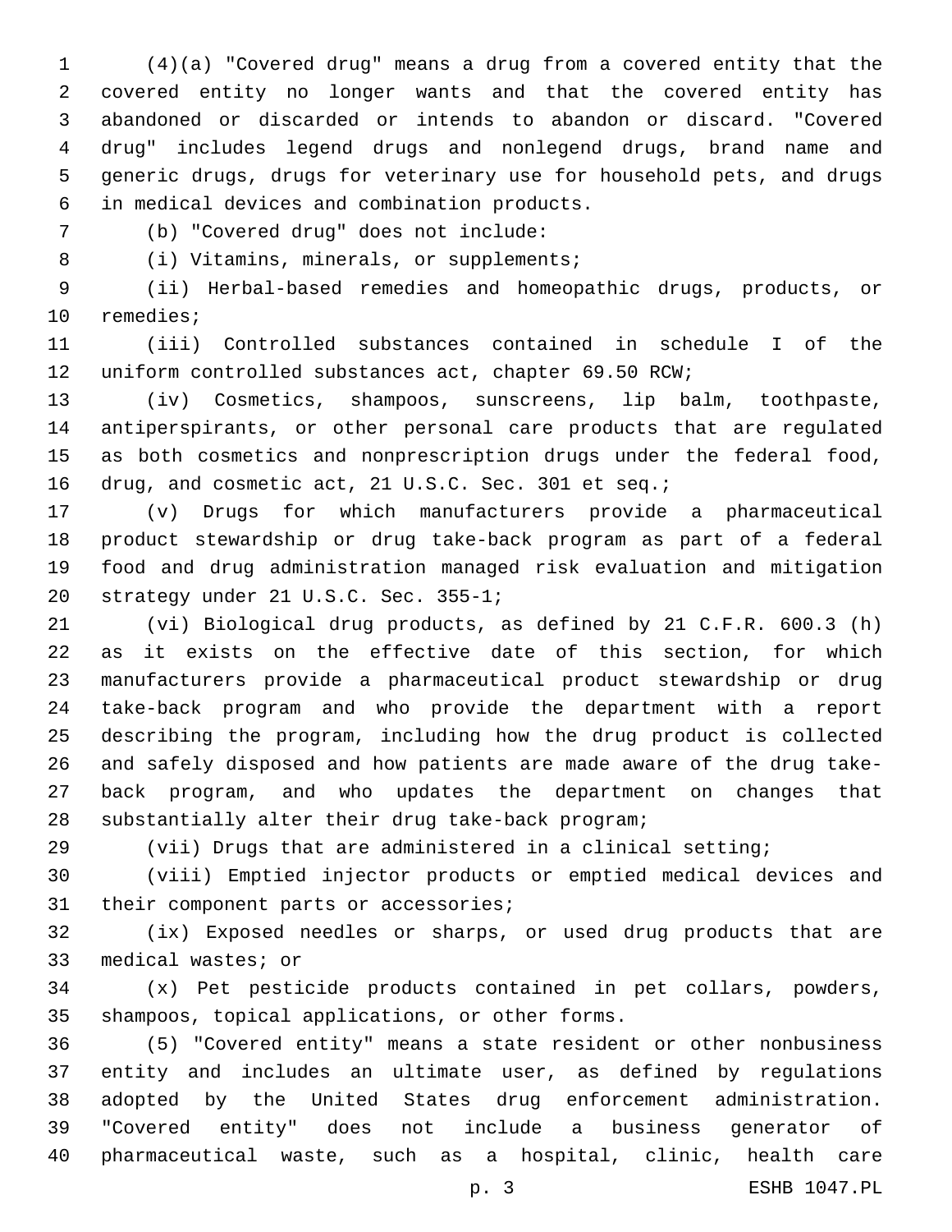(4)(a) "Covered drug" means a drug from a covered entity that the covered entity no longer wants and that the covered entity has abandoned or discarded or intends to abandon or discard. "Covered drug" includes legend drugs and nonlegend drugs, brand name and generic drugs, drugs for veterinary use for household pets, and drugs in medical devices and combination products.

(b) "Covered drug" does not include:

(i) Vitamins, minerals, or supplements;

(ii) Herbal-based remedies and homeopathic drugs, products, or remedies;

(iii) Controlled substances contained in schedule I of the uniform controlled substances act, chapter 69.50 RCW;

(iv) Cosmetics, shampoos, sunscreens, lip balm, toothpaste, antiperspirants, or other personal care products that are regulated as both cosmetics and nonprescription drugs under the federal food, drug, and cosmetic act, 21 U.S.C. Sec. 301 et seq.;

(v) Drugs for which manufacturers provide a pharmaceutical product stewardship or drug take-back program as part of a federal food and drug administration managed risk evaluation and mitigation strategy under 21 U.S.C. Sec. 355-1;

(vi) Biological drug products, as defined by 21 C.F.R. 600.3 (h) as it exists on the effective date of this section, for which manufacturers provide a pharmaceutical product stewardship or drug take-back program and who provide the department with a report describing the program, including how the drug product is collected and safely disposed and how patients are made aware of the drug take-back program, and who updates the department on changes that substantially alter their drug take-back program;

(vii) Drugs that are administered in a clinical setting;

(viii) Emptied injector products or emptied medical devices and their component parts or accessories;

(ix) Exposed needles or sharps, or used drug products that are medical wastes; or

(x) Pet pesticide products contained in pet collars, powders, shampoos, topical applications, or other forms.

(5) "Covered entity" means a state resident or other nonbusiness entity and includes an ultimate user, as defined by regulations adopted by the United States drug enforcement administration. "Covered entity" does not include a business generator of pharmaceutical waste, such as a hospital, clinic, health care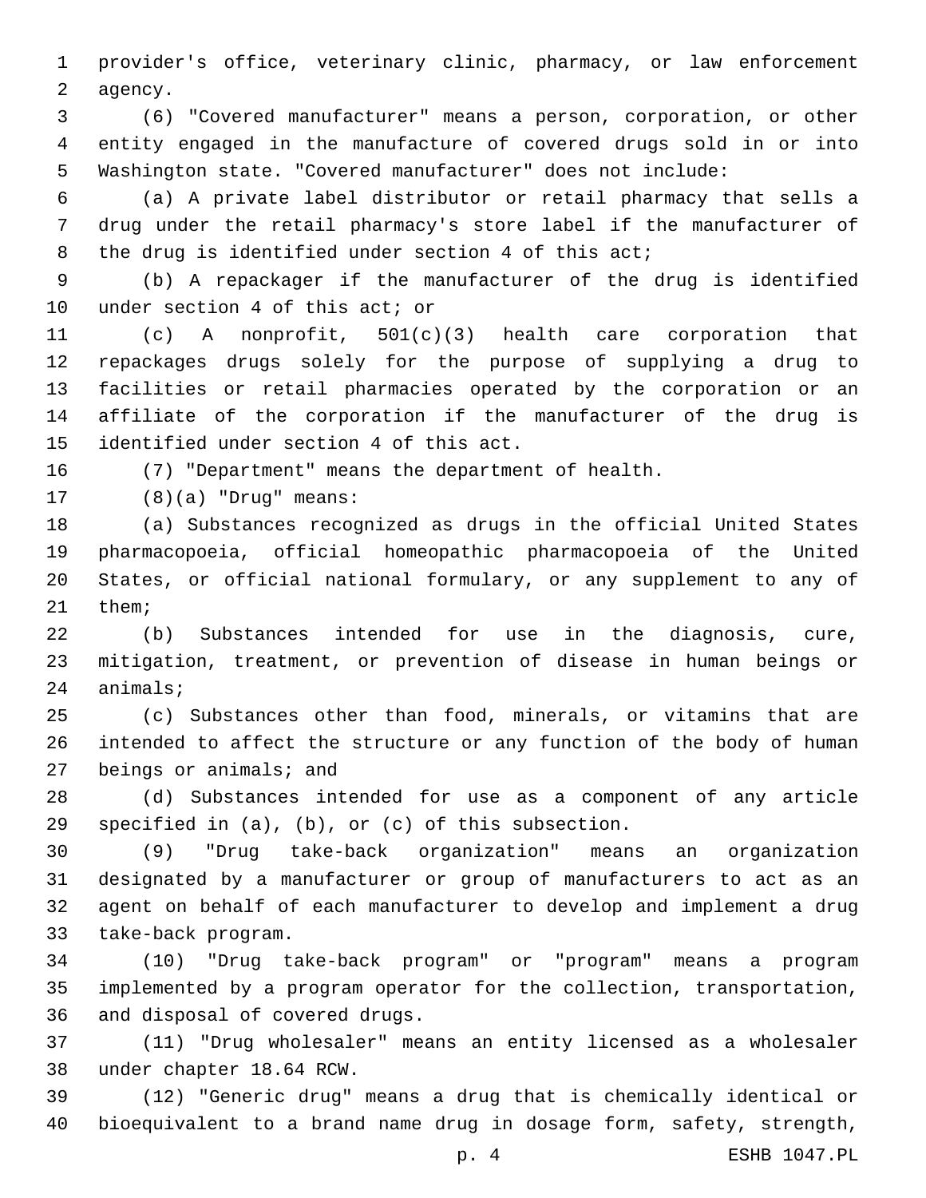provider's office, veterinary clinic, pharmacy, or law enforcement agency.

(6) "Covered manufacturer" means a person, corporation, or other entity engaged in the manufacture of covered drugs sold in or into Washington state. "Covered manufacturer" does not include:

(a) A private label distributor or retail pharmacy that sells a drug under the retail pharmacy's store label if the manufacturer of the drug is identified under section 4 of this act;

(b) A repackager if the manufacturer of the drug is identified under section 4 of this act; or

(c) A nonprofit, 501(c)(3) health care corporation that repackages drugs solely for the purpose of supplying a drug to facilities or retail pharmacies operated by the corporation or an affiliate of the corporation if the manufacturer of the drug is identified under section 4 of this act.

(7) "Department" means the department of health.

(8)(a) "Drug" means:

(a) Substances recognized as drugs in the official United States pharmacopoeia, official homeopathic pharmacopoeia of the United States, or official national formulary, or any supplement to any of them;

(b) Substances intended for use in the diagnosis, cure, mitigation, treatment, or prevention of disease in human beings or animals;

(c) Substances other than food, minerals, or vitamins that are intended to affect the structure or any function of the body of human beings or animals; and

(d) Substances intended for use as a component of any article specified in (a), (b), or (c) of this subsection.

(9) "Drug take-back organization" means an organization designated by a manufacturer or group of manufacturers to act as an agent on behalf of each manufacturer to develop and implement a drug take-back program.

(10) "Drug take-back program" or "program" means a program implemented by a program operator for the collection, transportation, and disposal of covered drugs.

(11) "Drug wholesaler" means an entity licensed as a wholesaler under chapter 18.64 RCW.

(12) "Generic drug" means a drug that is chemically identical or bioequivalent to a brand name drug in dosage form, safety, strength,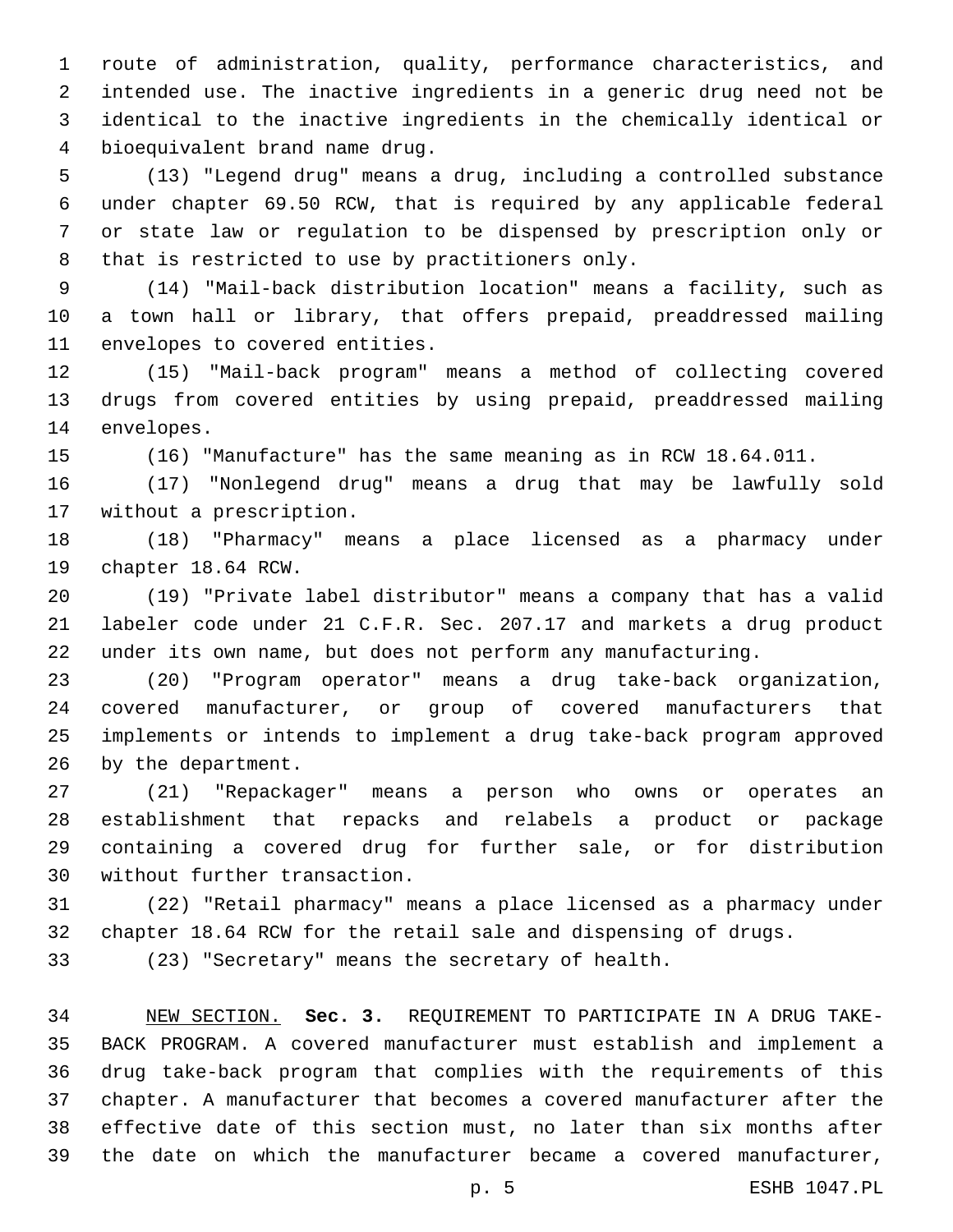route of administration, quality, performance characteristics, and intended use. The inactive ingredients in a generic drug need not be identical to the inactive ingredients in the chemically identical or bioequivalent brand name drug.

(13) "Legend drug" means a drug, including a controlled substance under chapter 69.50 RCW, that is required by any applicable federal or state law or regulation to be dispensed by prescription only or that is restricted to use by practitioners only.

(14) "Mail-back distribution location" means a facility, such as a town hall or library, that offers prepaid, preaddressed mailing envelopes to covered entities.

(15) "Mail-back program" means a method of collecting covered drugs from covered entities by using prepaid, preaddressed mailing envelopes.

(16) "Manufacture" has the same meaning as in RCW 18.64.011.

(17) "Nonlegend drug" means a drug that may be lawfully sold without a prescription.

(18) "Pharmacy" means a place licensed as a pharmacy under chapter 18.64 RCW.

(19) "Private label distributor" means a company that has a valid labeler code under 21 C.F.R. Sec. 207.17 and markets a drug product under its own name, but does not perform any manufacturing.

(20) "Program operator" means a drug take-back organization, covered manufacturer, or group of covered manufacturers that implements or intends to implement a drug take-back program approved by the department.

(21) "Repackager" means a person who owns or operates an establishment that repacks and relabels a product or package containing a covered drug for further sale, or for distribution without further transaction.

(22) "Retail pharmacy" means a place licensed as a pharmacy under chapter 18.64 RCW for the retail sale and dispensing of drugs.

(23) "Secretary" means the secretary of health.

NEW SECTION. **Sec. 3.** REQUIREMENT TO PARTICIPATE IN A DRUG TAKE-BACK PROGRAM. A covered manufacturer must establish and implement a drug take-back program that complies with the requirements of this chapter. A manufacturer that becomes a covered manufacturer after the effective date of this section must, no later than six months after the date on which the manufacturer became a covered manufacturer,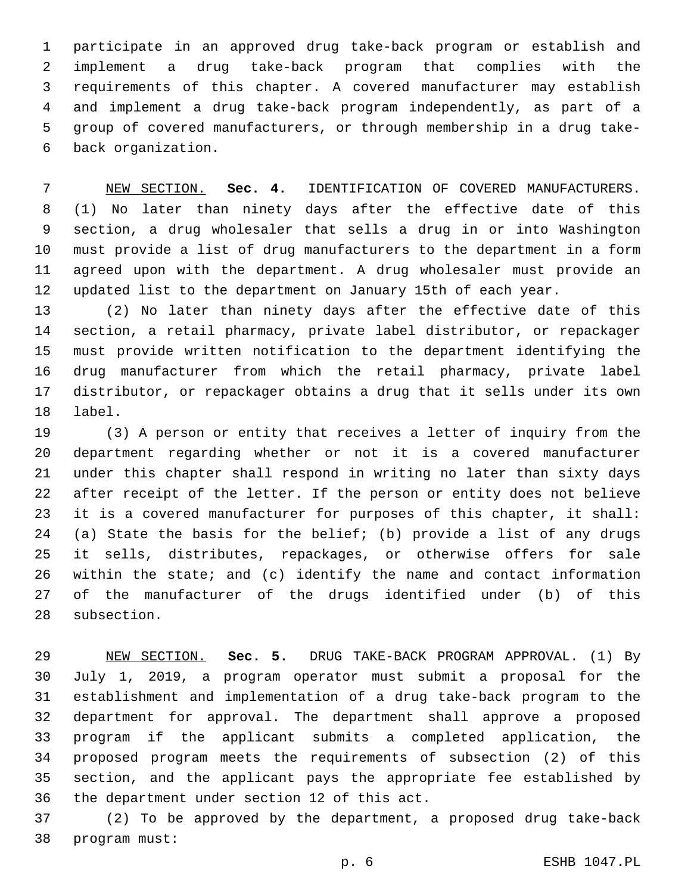participate in an approved drug take-back program or establish and implement a drug take-back program that complies with the requirements of this chapter. A covered manufacturer may establish and implement a drug take-back program independently, as part of a group of covered manufacturers, or through membership in a drug take-back organization.

NEW SECTION. **Sec. 4.** IDENTIFICATION OF COVERED MANUFACTURERS. (1) No later than ninety days after the effective date of this section, a drug wholesaler that sells a drug in or into Washington must provide a list of drug manufacturers to the department in a form agreed upon with the department. A drug wholesaler must provide an updated list to the department on January 15th of each year.

(2) No later than ninety days after the effective date of this section, a retail pharmacy, private label distributor, or repackager must provide written notification to the department identifying the drug manufacturer from which the retail pharmacy, private label distributor, or repackager obtains a drug that it sells under its own label.

(3) A person or entity that receives a letter of inquiry from the department regarding whether or not it is a covered manufacturer under this chapter shall respond in writing no later than sixty days after receipt of the letter. If the person or entity does not believe it is a covered manufacturer for purposes of this chapter, it shall: (a) State the basis for the belief; (b) provide a list of any drugs it sells, distributes, repackages, or otherwise offers for sale within the state; and (c) identify the name and contact information of the manufacturer of the drugs identified under (b) of this subsection.

NEW SECTION. **Sec. 5.** DRUG TAKE-BACK PROGRAM APPROVAL. (1) By July 1, 2019, a program operator must submit a proposal for the establishment and implementation of a drug take-back program to the department for approval. The department shall approve a proposed program if the applicant submits a completed application, the proposed program meets the requirements of subsection (2) of this section, and the applicant pays the appropriate fee established by the department under section 12 of this act.

(2) To be approved by the department, a proposed drug take-back program must: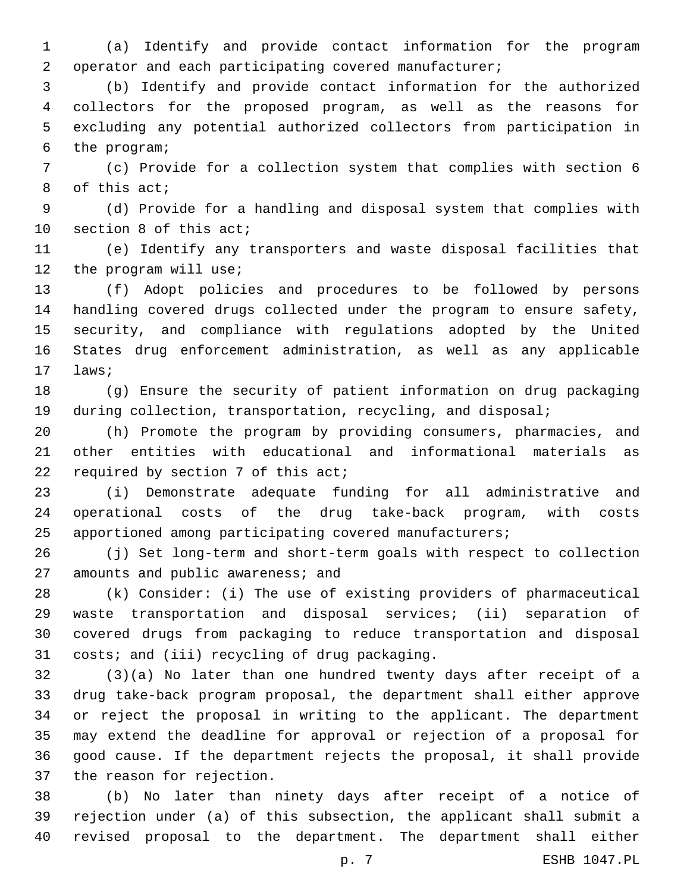(a) Identify and provide contact information for the program operator and each participating covered manufacturer;

(b) Identify and provide contact information for the authorized collectors for the proposed program, as well as the reasons for excluding any potential authorized collectors from participation in the program;

(c) Provide for a collection system that complies with section 6 of this act;

(d) Provide for a handling and disposal system that complies with section 8 of this act;

(e) Identify any transporters and waste disposal facilities that the program will use;

(f) Adopt policies and procedures to be followed by persons handling covered drugs collected under the program to ensure safety, security, and compliance with regulations adopted by the United States drug enforcement administration, as well as any applicable laws;

(g) Ensure the security of patient information on drug packaging during collection, transportation, recycling, and disposal;

(h) Promote the program by providing consumers, pharmacies, and other entities with educational and informational materials as required by section 7 of this act;

(i) Demonstrate adequate funding for all administrative and operational costs of the drug take-back program, with costs apportioned among participating covered manufacturers;

(j) Set long-term and short-term goals with respect to collection amounts and public awareness; and

(k) Consider: (i) The use of existing providers of pharmaceutical waste transportation and disposal services; (ii) separation of covered drugs from packaging to reduce transportation and disposal costs; and (iii) recycling of drug packaging.

(3)(a) No later than one hundred twenty days after receipt of a drug take-back program proposal, the department shall either approve or reject the proposal in writing to the applicant. The department may extend the deadline for approval or rejection of a proposal for good cause. If the department rejects the proposal, it shall provide the reason for rejection.

(b) No later than ninety days after receipt of a notice of rejection under (a) of this subsection, the applicant shall submit a revised proposal to the department. The department shall either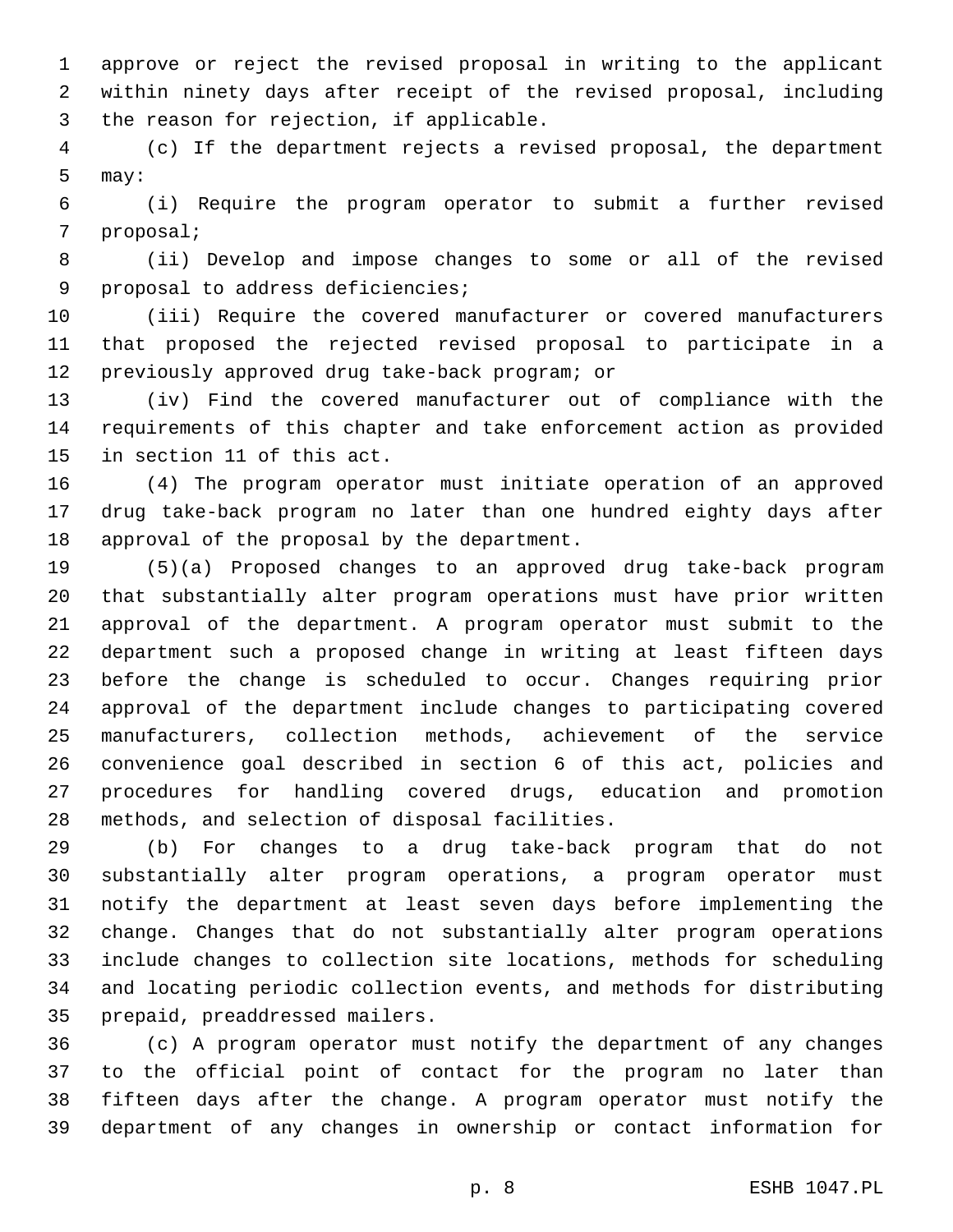approve or reject the revised proposal in writing to the applicant within ninety days after receipt of the revised proposal, including the reason for rejection, if applicable.

(c) If the department rejects a revised proposal, the department may:

(i) Require the program operator to submit a further revised proposal;

(ii) Develop and impose changes to some or all of the revised proposal to address deficiencies;

(iii) Require the covered manufacturer or covered manufacturers that proposed the rejected revised proposal to participate in a previously approved drug take-back program; or

(iv) Find the covered manufacturer out of compliance with the requirements of this chapter and take enforcement action as provided in section 11 of this act.

(4) The program operator must initiate operation of an approved drug take-back program no later than one hundred eighty days after approval of the proposal by the department.

(5)(a) Proposed changes to an approved drug take-back program that substantially alter program operations must have prior written approval of the department. A program operator must submit to the department such a proposed change in writing at least fifteen days before the change is scheduled to occur. Changes requiring prior approval of the department include changes to participating covered manufacturers, collection methods, achievement of the service convenience goal described in section 6 of this act, policies and procedures for handling covered drugs, education and promotion methods, and selection of disposal facilities.

(b) For changes to a drug take-back program that do not substantially alter program operations, a program operator must notify the department at least seven days before implementing the change. Changes that do not substantially alter program operations include changes to collection site locations, methods for scheduling and locating periodic collection events, and methods for distributing prepaid, preaddressed mailers.

(c) A program operator must notify the department of any changes to the official point of contact for the program no later than fifteen days after the change. A program operator must notify the department of any changes in ownership or contact information for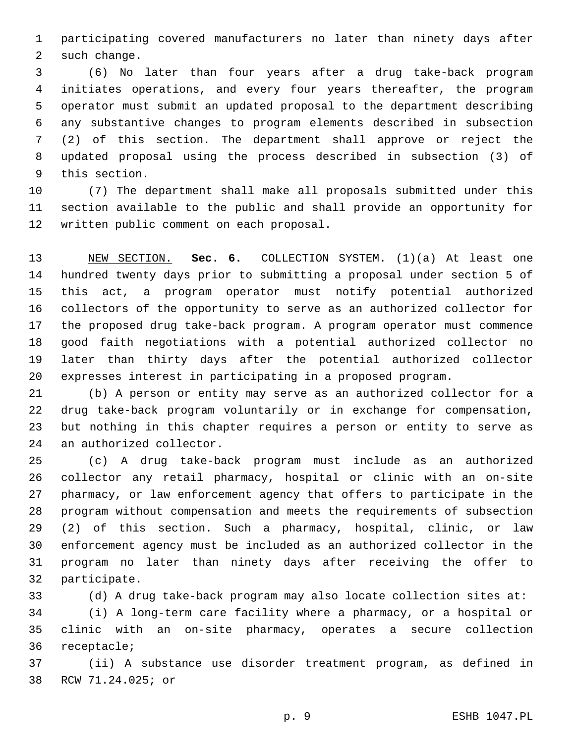participating covered manufacturers no later than ninety days after such change.

(6) No later than four years after a drug take-back program initiates operations, and every four years thereafter, the program operator must submit an updated proposal to the department describing any substantive changes to program elements described in subsection (2) of this section. The department shall approve or reject the updated proposal using the process described in subsection (3) of this section.

(7) The department shall make all proposals submitted under this section available to the public and shall provide an opportunity for written public comment on each proposal.

NEW SECTION. **Sec. 6.** COLLECTION SYSTEM. (1)(a) At least one hundred twenty days prior to submitting a proposal under section 5 of this act, a program operator must notify potential authorized collectors of the opportunity to serve as an authorized collector for the proposed drug take-back program. A program operator must commence good faith negotiations with a potential authorized collector no later than thirty days after the potential authorized collector expresses interest in participating in a proposed program.

(b) A person or entity may serve as an authorized collector for a drug take-back program voluntarily or in exchange for compensation, but nothing in this chapter requires a person or entity to serve as an authorized collector.

(c) A drug take-back program must include as an authorized collector any retail pharmacy, hospital or clinic with an on-site pharmacy, or law enforcement agency that offers to participate in the program without compensation and meets the requirements of subsection (2) of this section. Such a pharmacy, hospital, clinic, or law enforcement agency must be included as an authorized collector in the program no later than ninety days after receiving the offer to participate.

(d) A drug take-back program may also locate collection sites at:

(i) A long-term care facility where a pharmacy, or a hospital or clinic with an on-site pharmacy, operates a secure collection receptacle;

(ii) A substance use disorder treatment program, as defined in RCW 71.24.025; or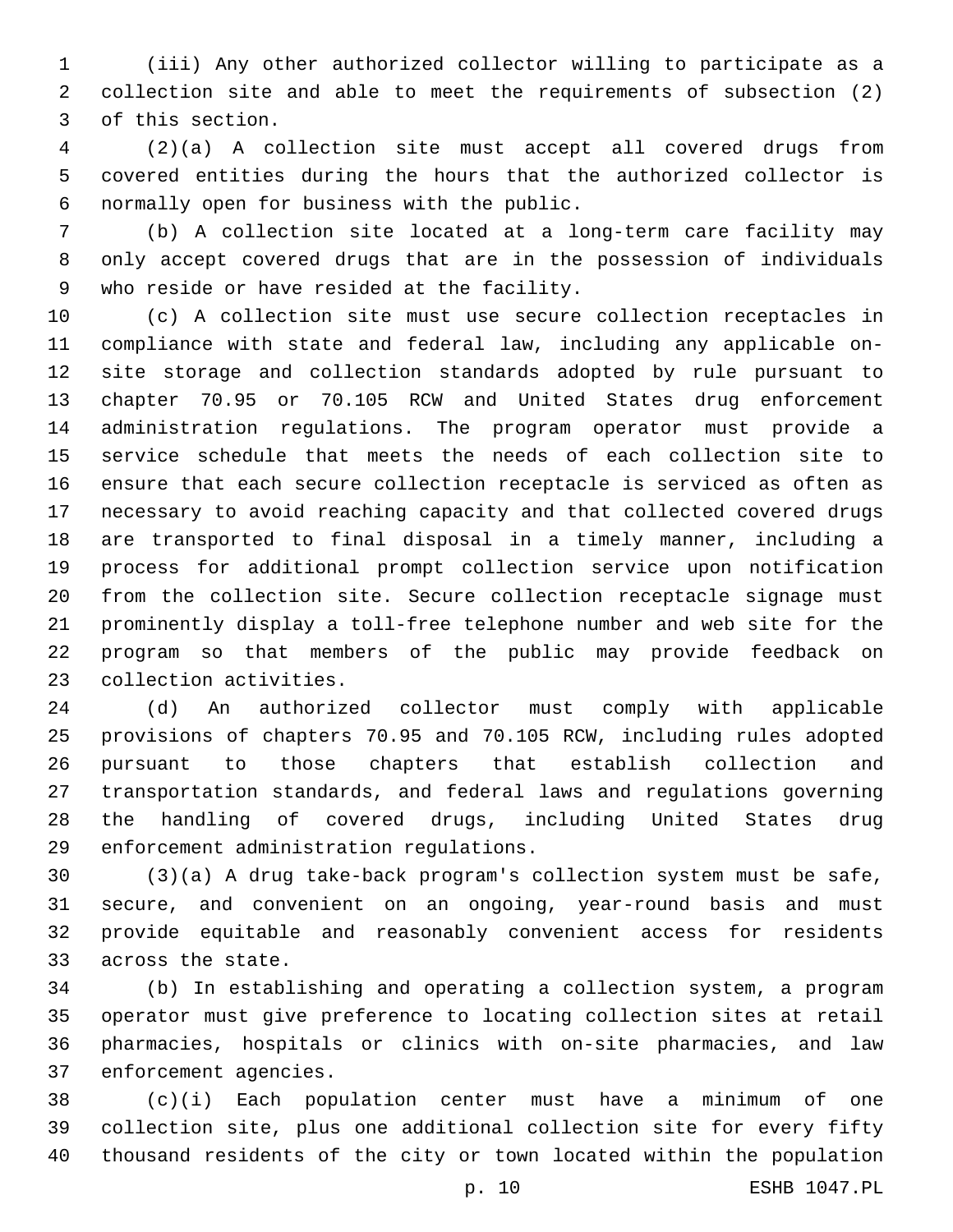(iii) Any other authorized collector willing to participate as a collection site and able to meet the requirements of subsection (2) of this section.

(2)(a) A collection site must accept all covered drugs from covered entities during the hours that the authorized collector is normally open for business with the public.

(b) A collection site located at a long-term care facility may only accept covered drugs that are in the possession of individuals who reside or have resided at the facility.

(c) A collection site must use secure collection receptacles in compliance with state and federal law, including any applicable on-site storage and collection standards adopted by rule pursuant to chapter 70.95 or 70.105 RCW and United States drug enforcement administration regulations. The program operator must provide a service schedule that meets the needs of each collection site to ensure that each secure collection receptacle is serviced as often as necessary to avoid reaching capacity and that collected covered drugs are transported to final disposal in a timely manner, including a process for additional prompt collection service upon notification from the collection site. Secure collection receptacle signage must prominently display a toll-free telephone number and web site for the program so that members of the public may provide feedback on collection activities.

(d) An authorized collector must comply with applicable provisions of chapters 70.95 and 70.105 RCW, including rules adopted pursuant to those chapters that establish collection and transportation standards, and federal laws and regulations governing the handling of covered drugs, including United States drug enforcement administration regulations.

(3)(a) A drug take-back program's collection system must be safe, secure, and convenient on an ongoing, year-round basis and must provide equitable and reasonably convenient access for residents across the state.

(b) In establishing and operating a collection system, a program operator must give preference to locating collection sites at retail pharmacies, hospitals or clinics with on-site pharmacies, and law enforcement agencies.

(c)(i) Each population center must have a minimum of one collection site, plus one additional collection site for every fifty thousand residents of the city or town located within the population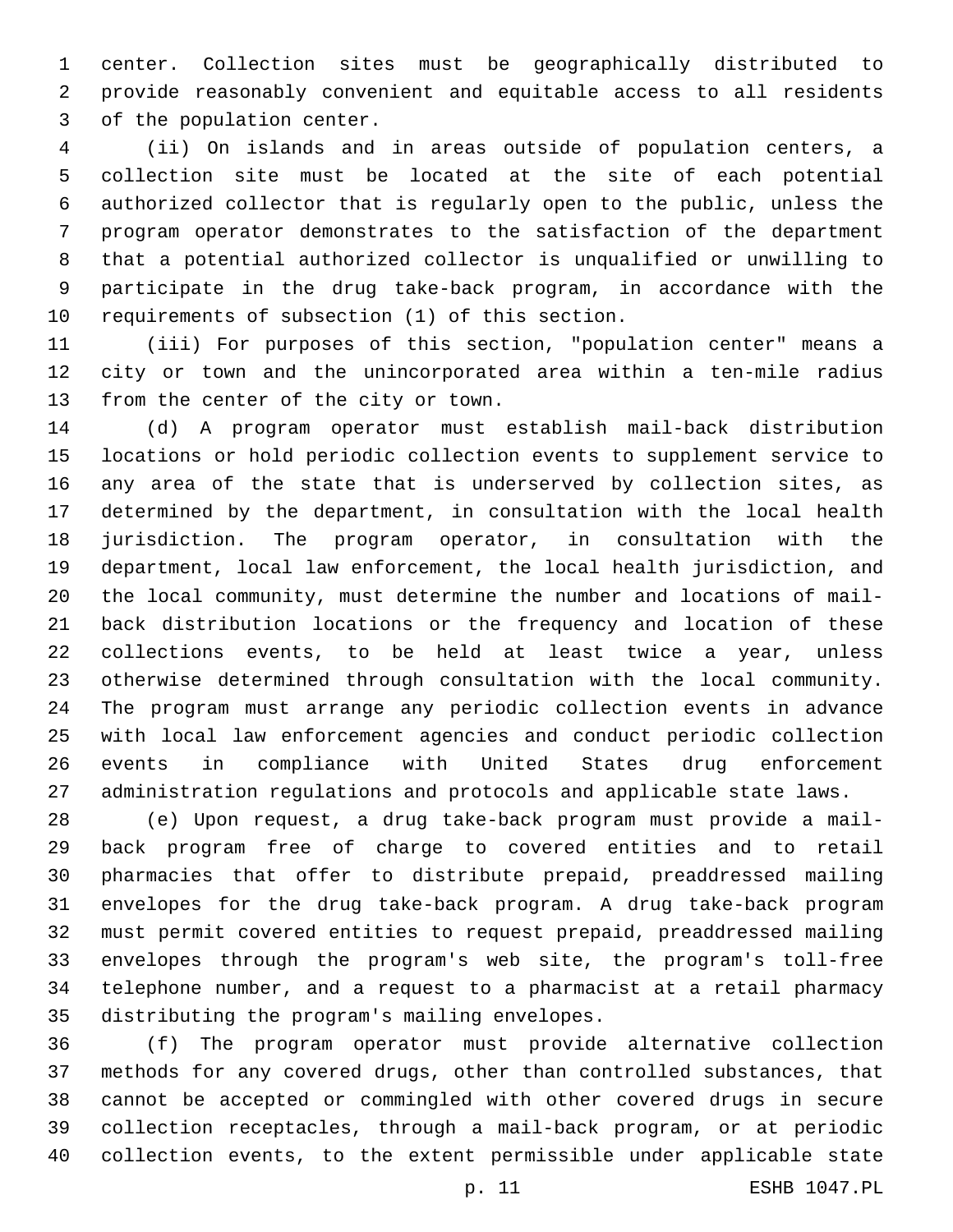center. Collection sites must be geographically distributed to provide reasonably convenient and equitable access to all residents of the population center.

(ii) On islands and in areas outside of population centers, a collection site must be located at the site of each potential authorized collector that is regularly open to the public, unless the program operator demonstrates to the satisfaction of the department that a potential authorized collector is unqualified or unwilling to participate in the drug take-back program, in accordance with the requirements of subsection (1) of this section.

(iii) For purposes of this section, "population center" means a city or town and the unincorporated area within a ten-mile radius from the center of the city or town.

(d) A program operator must establish mail-back distribution locations or hold periodic collection events to supplement service to any area of the state that is underserved by collection sites, as determined by the department, in consultation with the local health jurisdiction. The program operator, in consultation with the department, local law enforcement, the local health jurisdiction, and the local community, must determine the number and locations of mail-back distribution locations or the frequency and location of these collections events, to be held at least twice a year, unless otherwise determined through consultation with the local community. The program must arrange any periodic collection events in advance with local law enforcement agencies and conduct periodic collection events in compliance with United States drug enforcement administration regulations and protocols and applicable state laws.

(e) Upon request, a drug take-back program must provide a mail-back program free of charge to covered entities and to retail pharmacies that offer to distribute prepaid, preaddressed mailing envelopes for the drug take-back program. A drug take-back program must permit covered entities to request prepaid, preaddressed mailing envelopes through the program's web site, the program's toll-free telephone number, and a request to a pharmacist at a retail pharmacy distributing the program's mailing envelopes.

(f) The program operator must provide alternative collection methods for any covered drugs, other than controlled substances, that cannot be accepted or commingled with other covered drugs in secure collection receptacles, through a mail-back program, or at periodic collection events, to the extent permissible under applicable state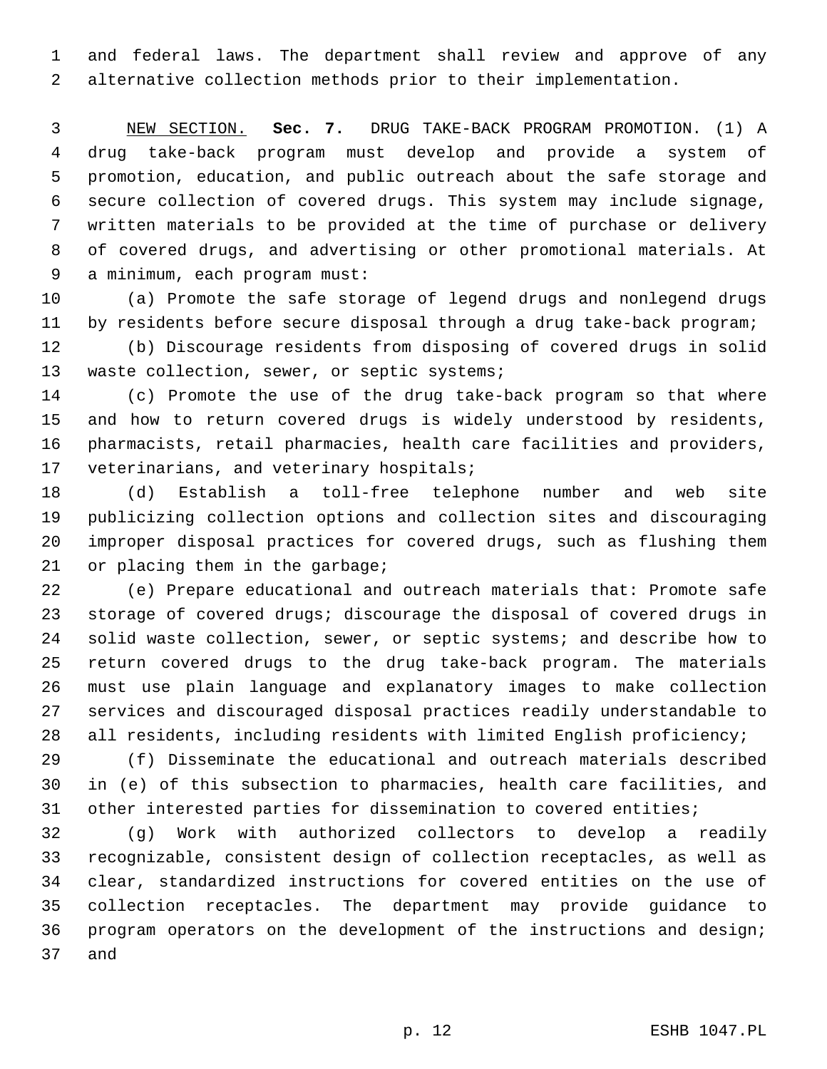and federal laws. The department shall review and approve of any alternative collection methods prior to their implementation.

NEW SECTION. **Sec. 7.** DRUG TAKE-BACK PROGRAM PROMOTION. (1) A drug take-back program must develop and provide a system of promotion, education, and public outreach about the safe storage and secure collection of covered drugs. This system may include signage, written materials to be provided at the time of purchase or delivery of covered drugs, and advertising or other promotional materials. At a minimum, each program must:

(a) Promote the safe storage of legend drugs and nonlegend drugs by residents before secure disposal through a drug take-back program;

(b) Discourage residents from disposing of covered drugs in solid waste collection, sewer, or septic systems;

(c) Promote the use of the drug take-back program so that where and how to return covered drugs is widely understood by residents, pharmacists, retail pharmacies, health care facilities and providers, veterinarians, and veterinary hospitals;

(d) Establish a toll-free telephone number and web site publicizing collection options and collection sites and discouraging improper disposal practices for covered drugs, such as flushing them or placing them in the garbage;

(e) Prepare educational and outreach materials that: Promote safe storage of covered drugs; discourage the disposal of covered drugs in solid waste collection, sewer, or septic systems; and describe how to return covered drugs to the drug take-back program. The materials must use plain language and explanatory images to make collection services and discouraged disposal practices readily understandable to all residents, including residents with limited English proficiency;

(f) Disseminate the educational and outreach materials described in (e) of this subsection to pharmacies, health care facilities, and other interested parties for dissemination to covered entities;

(g) Work with authorized collectors to develop a readily recognizable, consistent design of collection receptacles, as well as clear, standardized instructions for covered entities on the use of collection receptacles. The department may provide guidance to program operators on the development of the instructions and design; and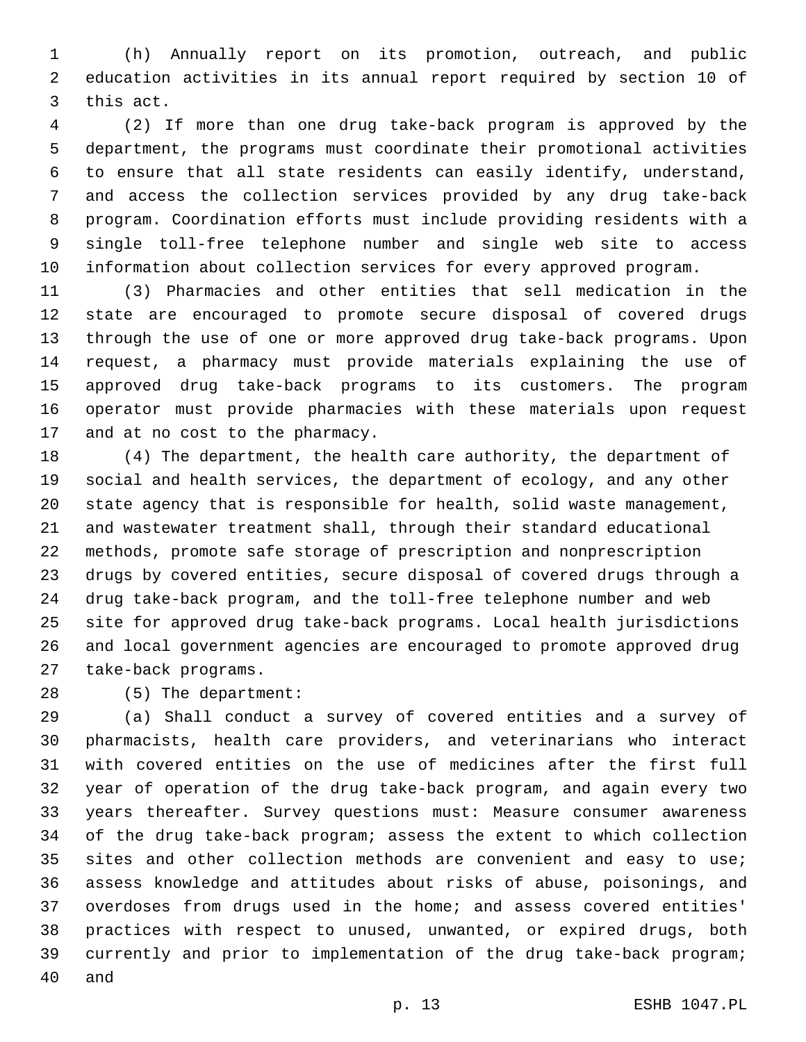(h) Annually report on its promotion, outreach, and public education activities in its annual report required by section 10 of this act.

(2) If more than one drug take-back program is approved by the department, the programs must coordinate their promotional activities to ensure that all state residents can easily identify, understand, and access the collection services provided by any drug take-back program. Coordination efforts must include providing residents with a single toll-free telephone number and single web site to access information about collection services for every approved program.

(3) Pharmacies and other entities that sell medication in the state are encouraged to promote secure disposal of covered drugs through the use of one or more approved drug take-back programs. Upon request, a pharmacy must provide materials explaining the use of approved drug take-back programs to its customers. The program operator must provide pharmacies with these materials upon request and at no cost to the pharmacy.

(4) The department, the health care authority, the department of social and health services, the department of ecology, and any other state agency that is responsible for health, solid waste management, and wastewater treatment shall, through their standard educational methods, promote safe storage of prescription and nonprescription drugs by covered entities, secure disposal of covered drugs through a drug take-back program, and the toll-free telephone number and web site for approved drug take-back programs. Local health jurisdictions and local government agencies are encouraged to promote approved drug take-back programs.

(5) The department:

(a) Shall conduct a survey of covered entities and a survey of pharmacists, health care providers, and veterinarians who interact with covered entities on the use of medicines after the first full year of operation of the drug take-back program, and again every two years thereafter. Survey questions must: Measure consumer awareness of the drug take-back program; assess the extent to which collection sites and other collection methods are convenient and easy to use; assess knowledge and attitudes about risks of abuse, poisonings, and overdoses from drugs used in the home; and assess covered entities' practices with respect to unused, unwanted, or expired drugs, both currently and prior to implementation of the drug take-back program; and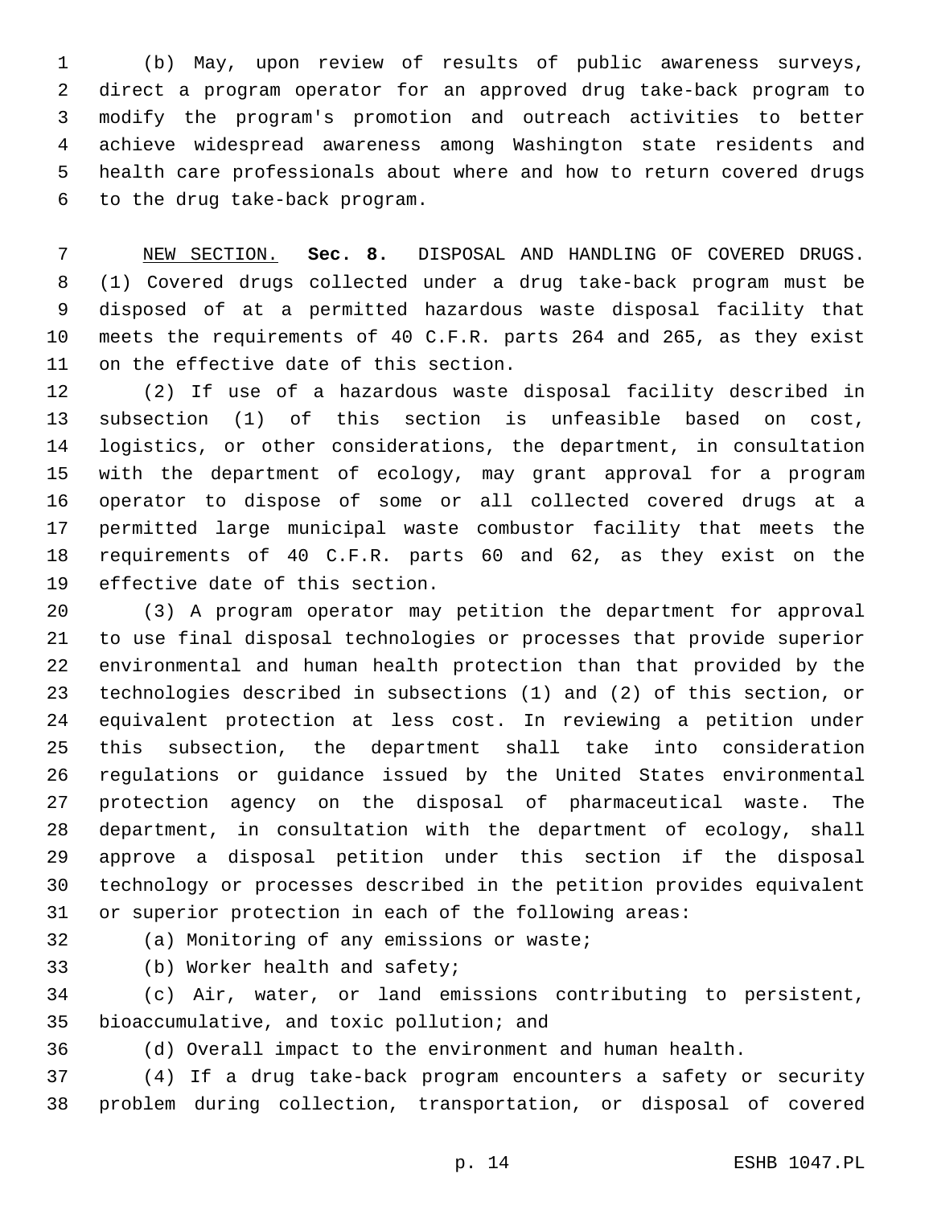(b) May, upon review of results of public awareness surveys, direct a program operator for an approved drug take-back program to modify the program's promotion and outreach activities to better achieve widespread awareness among Washington state residents and health care professionals about where and how to return covered drugs to the drug take-back program.

NEW SECTION. **Sec. 8.** DISPOSAL AND HANDLING OF COVERED DRUGS. (1) Covered drugs collected under a drug take-back program must be disposed of at a permitted hazardous waste disposal facility that meets the requirements of 40 C.F.R. parts 264 and 265, as they exist on the effective date of this section.

(2) If use of a hazardous waste disposal facility described in subsection (1) of this section is unfeasible based on cost, logistics, or other considerations, the department, in consultation with the department of ecology, may grant approval for a program operator to dispose of some or all collected covered drugs at a permitted large municipal waste combustor facility that meets the requirements of 40 C.F.R. parts 60 and 62, as they exist on the effective date of this section.

(3) A program operator may petition the department for approval to use final disposal technologies or processes that provide superior environmental and human health protection than that provided by the technologies described in subsections (1) and (2) of this section, or equivalent protection at less cost. In reviewing a petition under this subsection, the department shall take into consideration regulations or guidance issued by the United States environmental protection agency on the disposal of pharmaceutical waste. The department, in consultation with the department of ecology, shall approve a disposal petition under this section if the disposal technology or processes described in the petition provides equivalent or superior protection in each of the following areas:

(a) Monitoring of any emissions or waste;

(b) Worker health and safety;

(c) Air, water, or land emissions contributing to persistent, bioaccumulative, and toxic pollution; and

(d) Overall impact to the environment and human health.

(4) If a drug take-back program encounters a safety or security problem during collection, transportation, or disposal of covered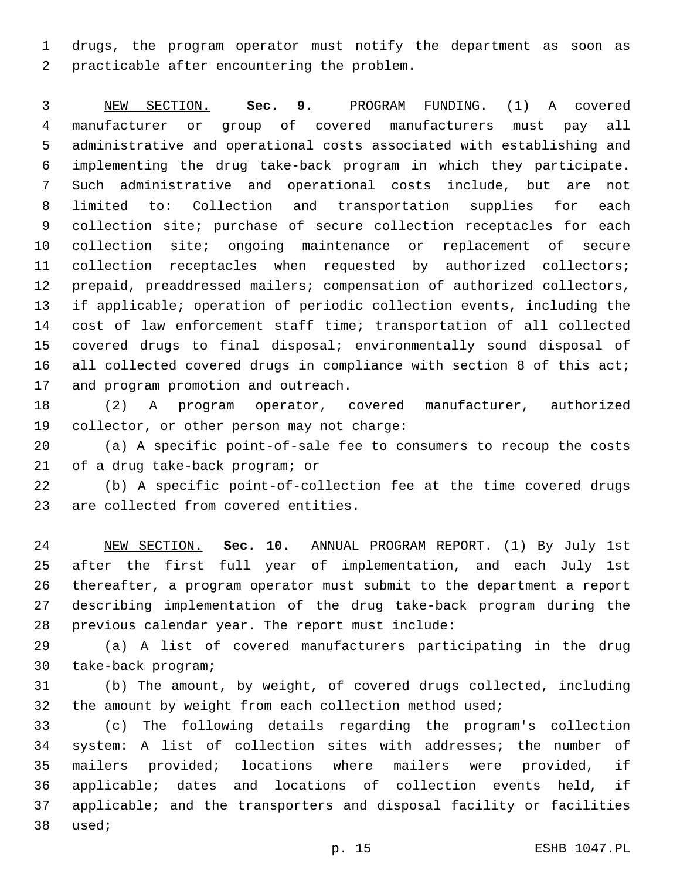drugs, the program operator must notify the department as soon as practicable after encountering the problem.

NEW SECTION. **Sec. 9.** PROGRAM FUNDING. (1) A covered manufacturer or group of covered manufacturers must pay all administrative and operational costs associated with establishing and implementing the drug take-back program in which they participate. Such administrative and operational costs include, but are not limited to: Collection and transportation supplies for each collection site; purchase of secure collection receptacles for each collection site; ongoing maintenance or replacement of secure collection receptacles when requested by authorized collectors; prepaid, preaddressed mailers; compensation of authorized collectors, if applicable; operation of periodic collection events, including the cost of law enforcement staff time; transportation of all collected covered drugs to final disposal; environmentally sound disposal of all collected covered drugs in compliance with section 8 of this act; and program promotion and outreach.

(2) A program operator, covered manufacturer, authorized collector, or other person may not charge:

(a) A specific point-of-sale fee to consumers to recoup the costs of a drug take-back program; or

(b) A specific point-of-collection fee at the time covered drugs are collected from covered entities.

NEW SECTION. **Sec. 10.** ANNUAL PROGRAM REPORT. (1) By July 1st after the first full year of implementation, and each July 1st thereafter, a program operator must submit to the department a report describing implementation of the drug take-back program during the previous calendar year. The report must include:

(a) A list of covered manufacturers participating in the drug take-back program;

(b) The amount, by weight, of covered drugs collected, including the amount by weight from each collection method used;

(c) The following details regarding the program's collection system: A list of collection sites with addresses; the number of mailers provided; locations where mailers were provided, if applicable; dates and locations of collection events held, if applicable; and the transporters and disposal facility or facilities used;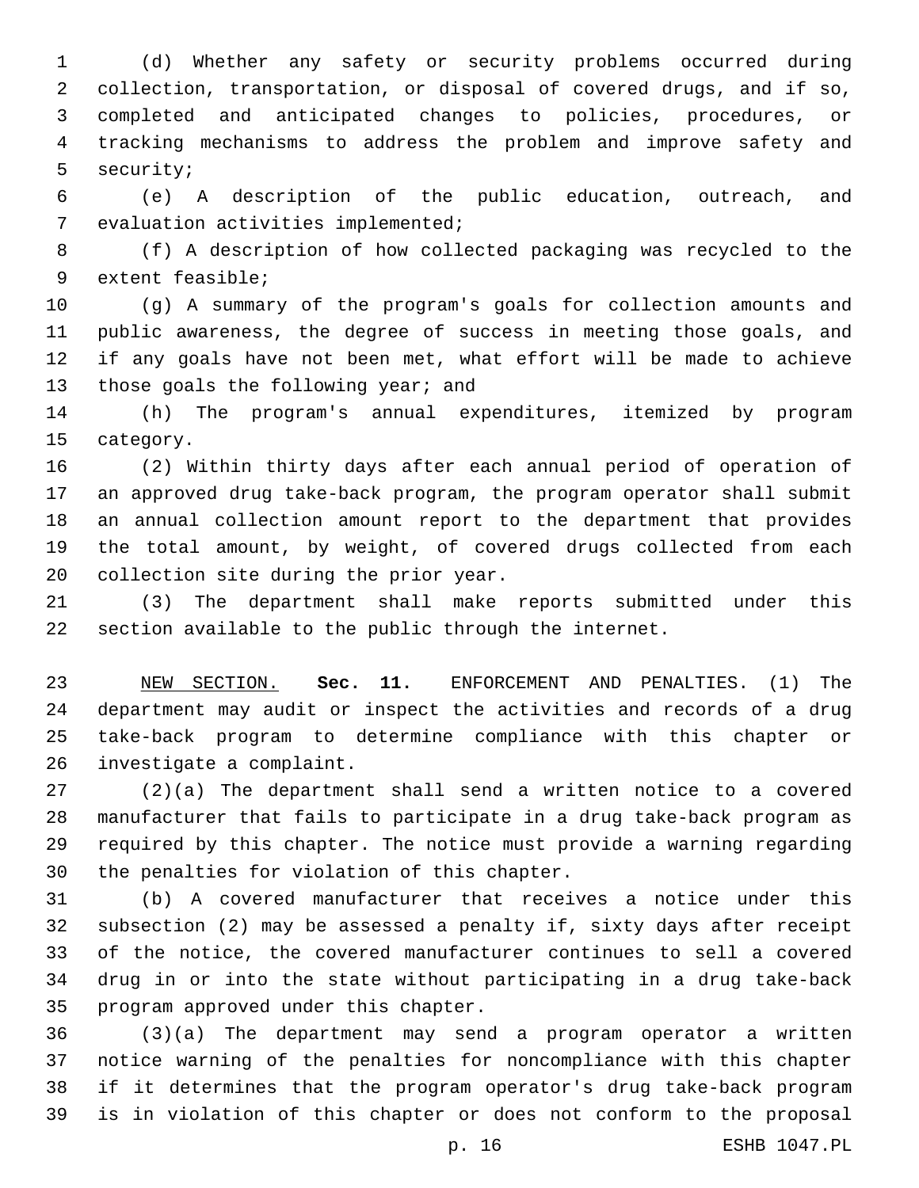(d) Whether any safety or security problems occurred during collection, transportation, or disposal of covered drugs, and if so, completed and anticipated changes to policies, procedures, or tracking mechanisms to address the problem and improve safety and security;

(e) A description of the public education, outreach, and evaluation activities implemented;

(f) A description of how collected packaging was recycled to the extent feasible;

(g) A summary of the program's goals for collection amounts and public awareness, the degree of success in meeting those goals, and if any goals have not been met, what effort will be made to achieve those goals the following year; and

(h) The program's annual expenditures, itemized by program category.

(2) Within thirty days after each annual period of operation of an approved drug take-back program, the program operator shall submit an annual collection amount report to the department that provides the total amount, by weight, of covered drugs collected from each collection site during the prior year.

(3) The department shall make reports submitted under this section available to the public through the internet.

NEW SECTION. **Sec. 11.** ENFORCEMENT AND PENALTIES. (1) The department may audit or inspect the activities and records of a drug take-back program to determine compliance with this chapter or investigate a complaint.

(2)(a) The department shall send a written notice to a covered manufacturer that fails to participate in a drug take-back program as required by this chapter. The notice must provide a warning regarding the penalties for violation of this chapter.

(b) A covered manufacturer that receives a notice under this subsection (2) may be assessed a penalty if, sixty days after receipt of the notice, the covered manufacturer continues to sell a covered drug in or into the state without participating in a drug take-back program approved under this chapter.

(3)(a) The department may send a program operator a written notice warning of the penalties for noncompliance with this chapter if it determines that the program operator's drug take-back program is in violation of this chapter or does not conform to the proposal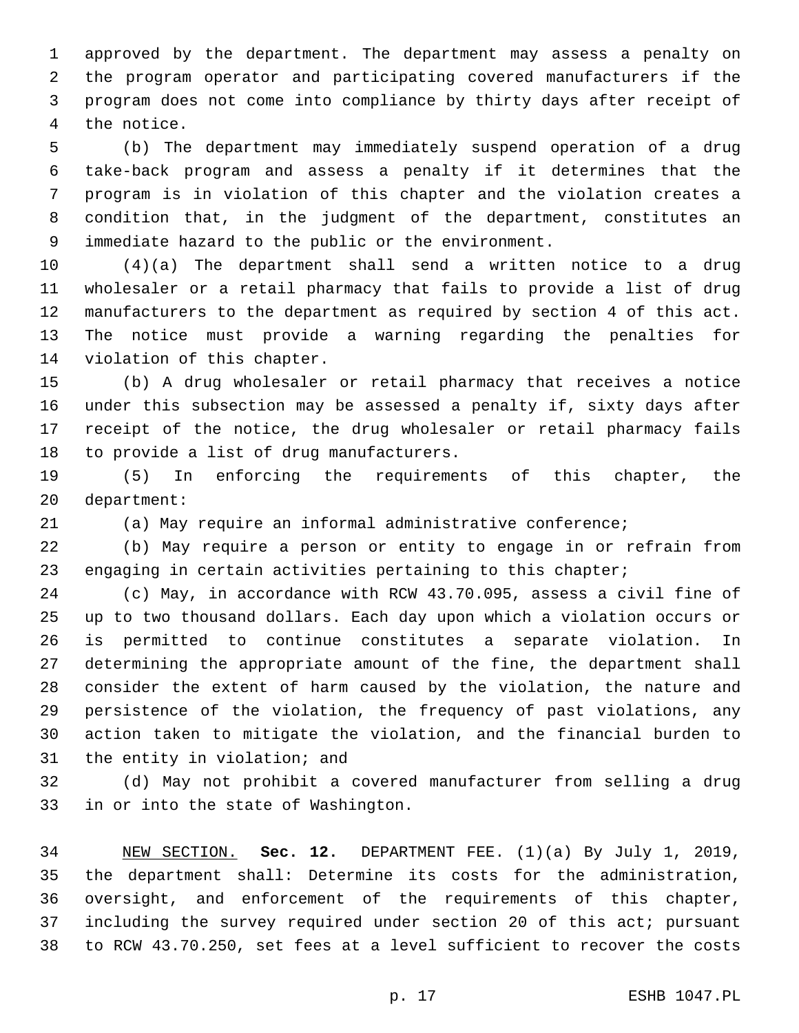approved by the department. The department may assess a penalty on the program operator and participating covered manufacturers if the program does not come into compliance by thirty days after receipt of the notice.

(b) The department may immediately suspend operation of a drug take-back program and assess a penalty if it determines that the program is in violation of this chapter and the violation creates a condition that, in the judgment of the department, constitutes an immediate hazard to the public or the environment.

(4)(a) The department shall send a written notice to a drug wholesaler or a retail pharmacy that fails to provide a list of drug manufacturers to the department as required by section 4 of this act. The notice must provide a warning regarding the penalties for violation of this chapter.

(b) A drug wholesaler or retail pharmacy that receives a notice under this subsection may be assessed a penalty if, sixty days after receipt of the notice, the drug wholesaler or retail pharmacy fails to provide a list of drug manufacturers.

(5) In enforcing the requirements of this chapter, the department:

(a) May require an informal administrative conference;

(b) May require a person or entity to engage in or refrain from engaging in certain activities pertaining to this chapter;

(c) May, in accordance with RCW 43.70.095, assess a civil fine of up to two thousand dollars. Each day upon which a violation occurs or is permitted to continue constitutes a separate violation. In determining the appropriate amount of the fine, the department shall consider the extent of harm caused by the violation, the nature and persistence of the violation, the frequency of past violations, any action taken to mitigate the violation, and the financial burden to the entity in violation; and

(d) May not prohibit a covered manufacturer from selling a drug in or into the state of Washington.

NEW SECTION. **Sec. 12.** DEPARTMENT FEE. (1)(a) By July 1, 2019, the department shall: Determine its costs for the administration, oversight, and enforcement of the requirements of this chapter, including the survey required under section 20 of this act; pursuant to RCW 43.70.250, set fees at a level sufficient to recover the costs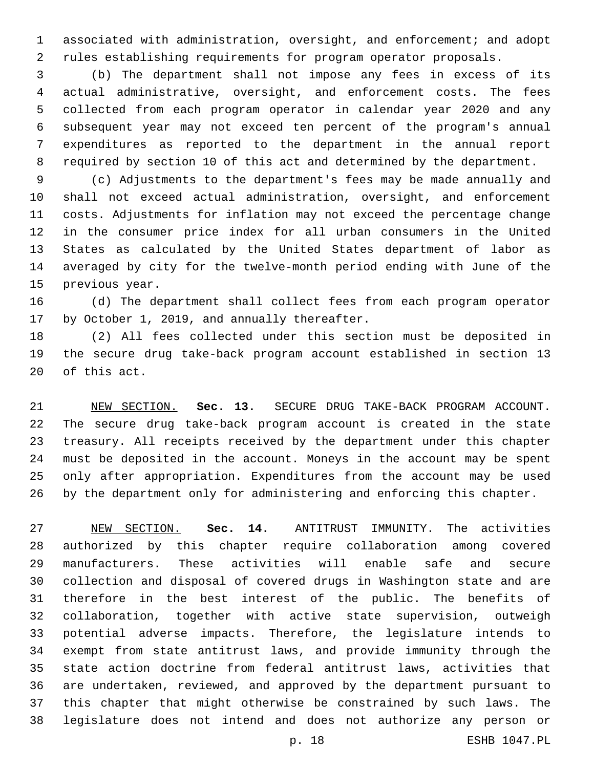associated with administration, oversight, and enforcement; and adopt rules establishing requirements for program operator proposals.

(b) The department shall not impose any fees in excess of its actual administrative, oversight, and enforcement costs. The fees collected from each program operator in calendar year 2020 and any subsequent year may not exceed ten percent of the program's annual expenditures as reported to the department in the annual report required by section 10 of this act and determined by the department.

(c) Adjustments to the department's fees may be made annually and shall not exceed actual administration, oversight, and enforcement costs. Adjustments for inflation may not exceed the percentage change in the consumer price index for all urban consumers in the United States as calculated by the United States department of labor as averaged by city for the twelve-month period ending with June of the previous year.

(d) The department shall collect fees from each program operator by October 1, 2019, and annually thereafter.

(2) All fees collected under this section must be deposited in the secure drug take-back program account established in section 13 of this act.

NEW SECTION. **Sec. 13.** SECURE DRUG TAKE-BACK PROGRAM ACCOUNT. The secure drug take-back program account is created in the state treasury. All receipts received by the department under this chapter must be deposited in the account. Moneys in the account may be spent only after appropriation. Expenditures from the account may be used by the department only for administering and enforcing this chapter.

NEW SECTION. **Sec. 14.** ANTITRUST IMMUNITY. The activities authorized by this chapter require collaboration among covered manufacturers. These activities will enable safe and secure collection and disposal of covered drugs in Washington state and are therefore in the best interest of the public. The benefits of collaboration, together with active state supervision, outweigh potential adverse impacts. Therefore, the legislature intends to exempt from state antitrust laws, and provide immunity through the state action doctrine from federal antitrust laws, activities that are undertaken, reviewed, and approved by the department pursuant to this chapter that might otherwise be constrained by such laws. The legislature does not intend and does not authorize any person or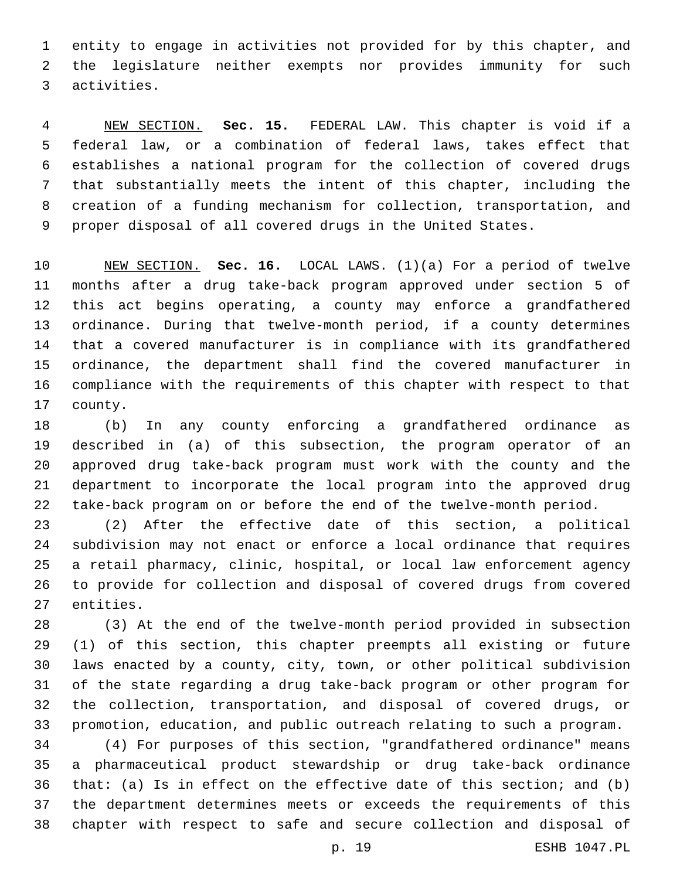entity to engage in activities not provided for by this chapter, and the legislature neither exempts nor provides immunity for such activities.

NEW SECTION. **Sec. 15.** FEDERAL LAW. This chapter is void if a federal law, or a combination of federal laws, takes effect that establishes a national program for the collection of covered drugs that substantially meets the intent of this chapter, including the creation of a funding mechanism for collection, transportation, and proper disposal of all covered drugs in the United States.

NEW SECTION. **Sec. 16.** LOCAL LAWS. (1)(a) For a period of twelve months after a drug take-back program approved under section 5 of this act begins operating, a county may enforce a grandfathered ordinance. During that twelve-month period, if a county determines that a covered manufacturer is in compliance with its grandfathered ordinance, the department shall find the covered manufacturer in compliance with the requirements of this chapter with respect to that county.

(b) In any county enforcing a grandfathered ordinance as described in (a) of this subsection, the program operator of an approved drug take-back program must work with the county and the department to incorporate the local program into the approved drug take-back program on or before the end of the twelve-month period.

(2) After the effective date of this section, a political subdivision may not enact or enforce a local ordinance that requires a retail pharmacy, clinic, hospital, or local law enforcement agency to provide for collection and disposal of covered drugs from covered entities.

(3) At the end of the twelve-month period provided in subsection (1) of this section, this chapter preempts all existing or future laws enacted by a county, city, town, or other political subdivision of the state regarding a drug take-back program or other program for the collection, transportation, and disposal of covered drugs, or promotion, education, and public outreach relating to such a program.

(4) For purposes of this section, "grandfathered ordinance" means a pharmaceutical product stewardship or drug take-back ordinance that: (a) Is in effect on the effective date of this section; and (b) the department determines meets or exceeds the requirements of this chapter with respect to safe and secure collection and disposal of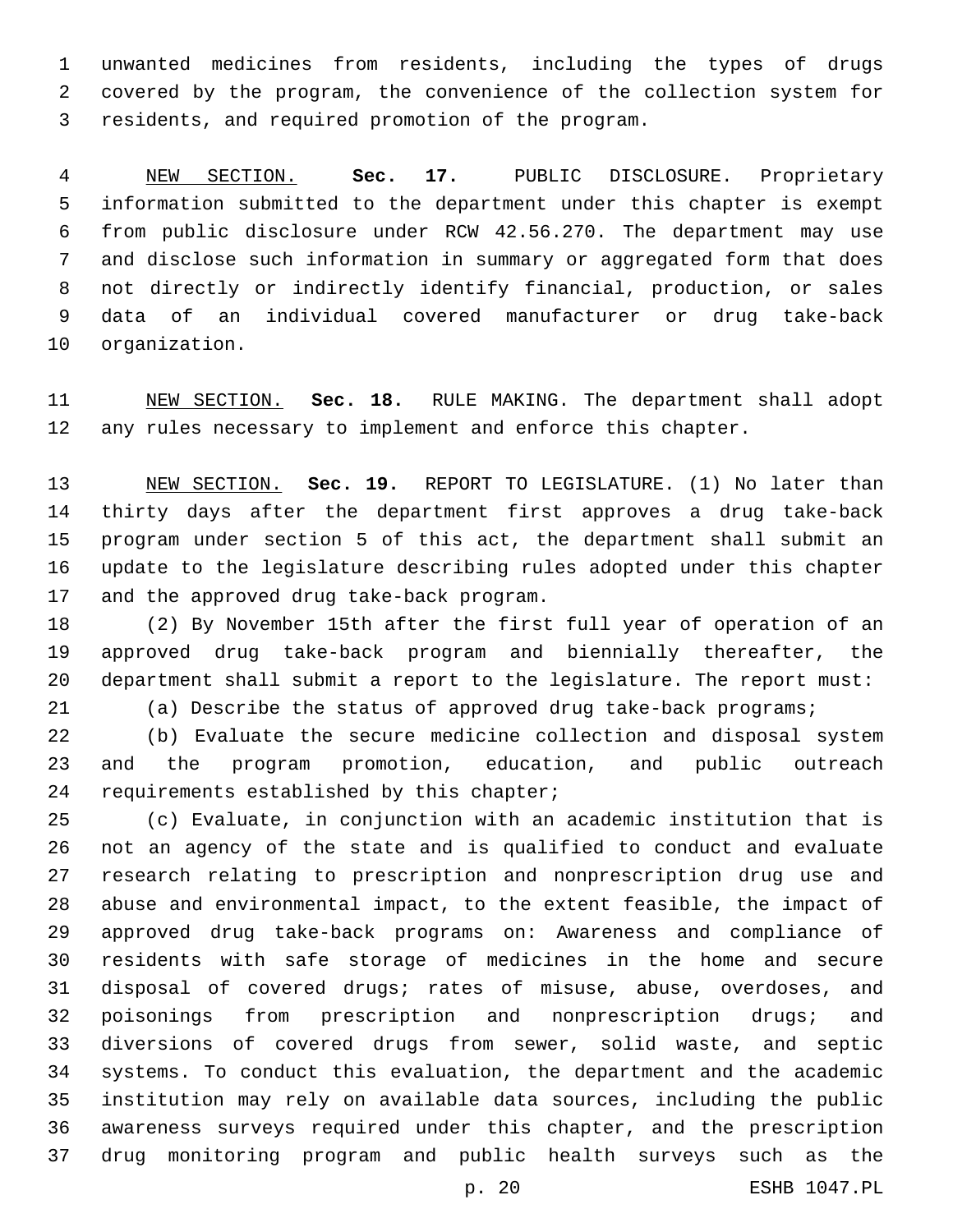unwanted medicines from residents, including the types of drugs covered by the program, the convenience of the collection system for residents, and required promotion of the program.

NEW SECTION. **Sec. 17.** PUBLIC DISCLOSURE. Proprietary information submitted to the department under this chapter is exempt from public disclosure under RCW 42.56.270. The department may use and disclose such information in summary or aggregated form that does not directly or indirectly identify financial, production, or sales data of an individual covered manufacturer or drug take-back organization.

NEW SECTION. **Sec. 18.** RULE MAKING. The department shall adopt any rules necessary to implement and enforce this chapter.

NEW SECTION. **Sec. 19.** REPORT TO LEGISLATURE. (1) No later than thirty days after the department first approves a drug take-back program under section 5 of this act, the department shall submit an update to the legislature describing rules adopted under this chapter and the approved drug take-back program.

(2) By November 15th after the first full year of operation of an approved drug take-back program and biennially thereafter, the department shall submit a report to the legislature. The report must:

(a) Describe the status of approved drug take-back programs;

(b) Evaluate the secure medicine collection and disposal system and the program promotion, education, and public outreach requirements established by this chapter;

(c) Evaluate, in conjunction with an academic institution that is not an agency of the state and is qualified to conduct and evaluate research relating to prescription and nonprescription drug use and abuse and environmental impact, to the extent feasible, the impact of approved drug take-back programs on: Awareness and compliance of residents with safe storage of medicines in the home and secure disposal of covered drugs; rates of misuse, abuse, overdoses, and poisonings from prescription and nonprescription drugs; and diversions of covered drugs from sewer, solid waste, and septic systems. To conduct this evaluation, the department and the academic institution may rely on available data sources, including the public awareness surveys required under this chapter, and the prescription drug monitoring program and public health surveys such as the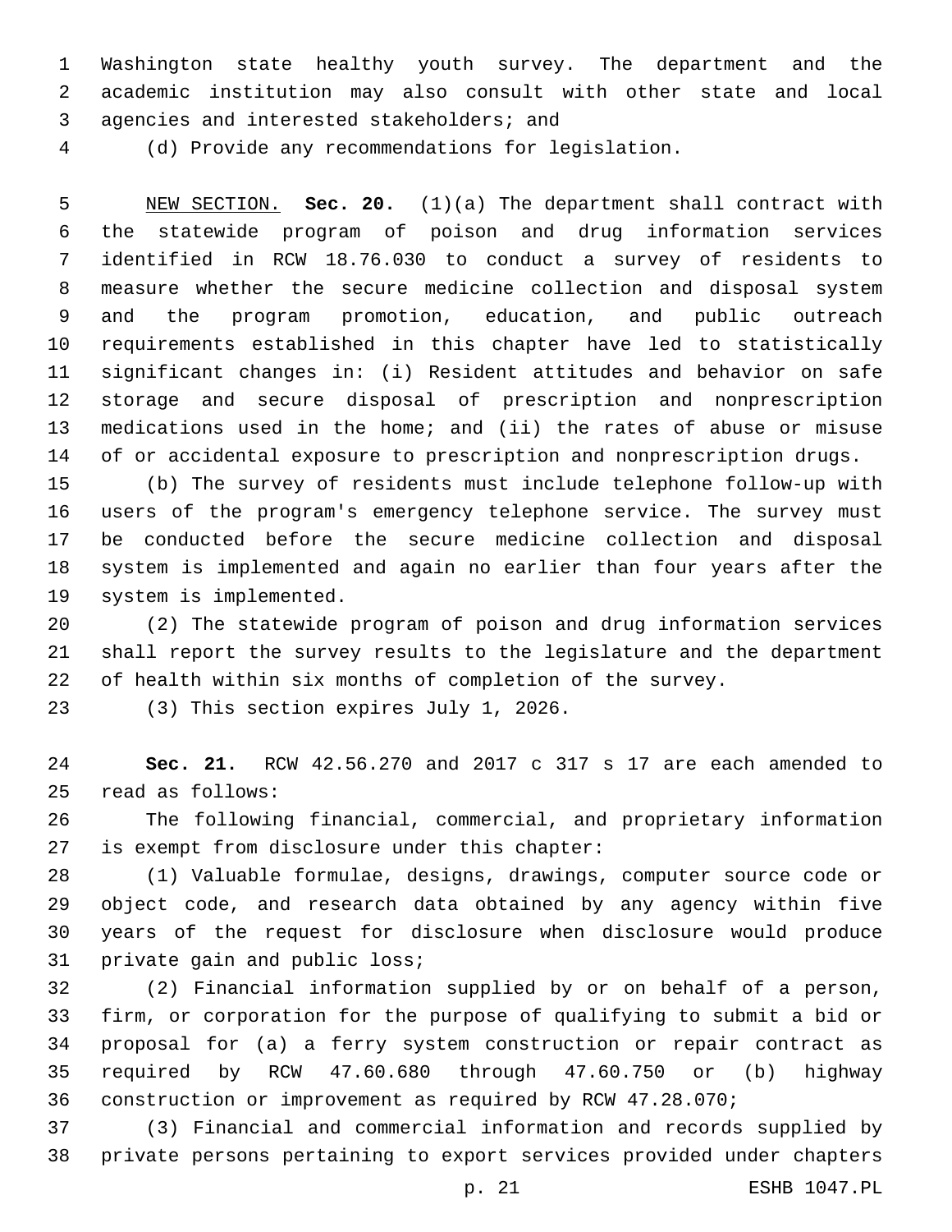Washington state healthy youth survey. The department and the academic institution may also consult with other state and local agencies and interested stakeholders; and

(d) Provide any recommendations for legislation.

NEW SECTION. **Sec. 20.** (1)(a) The department shall contract with the statewide program of poison and drug information services identified in RCW 18.76.030 to conduct a survey of residents to measure whether the secure medicine collection and disposal system and the program promotion, education, and public outreach requirements established in this chapter have led to statistically significant changes in: (i) Resident attitudes and behavior on safe storage and secure disposal of prescription and nonprescription medications used in the home; and (ii) the rates of abuse or misuse of or accidental exposure to prescription and nonprescription drugs.

(b) The survey of residents must include telephone follow-up with users of the program's emergency telephone service. The survey must be conducted before the secure medicine collection and disposal system is implemented and again no earlier than four years after the system is implemented.

(2) The statewide program of poison and drug information services shall report the survey results to the legislature and the department of health within six months of completion of the survey.

(3) This section expires July 1, 2026.

**Sec. 21.** RCW 42.56.270 and 2017 c 317 s 17 are each amended to read as follows:

The following financial, commercial, and proprietary information is exempt from disclosure under this chapter:

(1) Valuable formulae, designs, drawings, computer source code or object code, and research data obtained by any agency within five years of the request for disclosure when disclosure would produce private gain and public loss;

(2) Financial information supplied by or on behalf of a person, firm, or corporation for the purpose of qualifying to submit a bid or proposal for (a) a ferry system construction or repair contract as required by RCW 47.60.680 through 47.60.750 or (b) highway construction or improvement as required by RCW 47.28.070;

(3) Financial and commercial information and records supplied by private persons pertaining to export services provided under chapters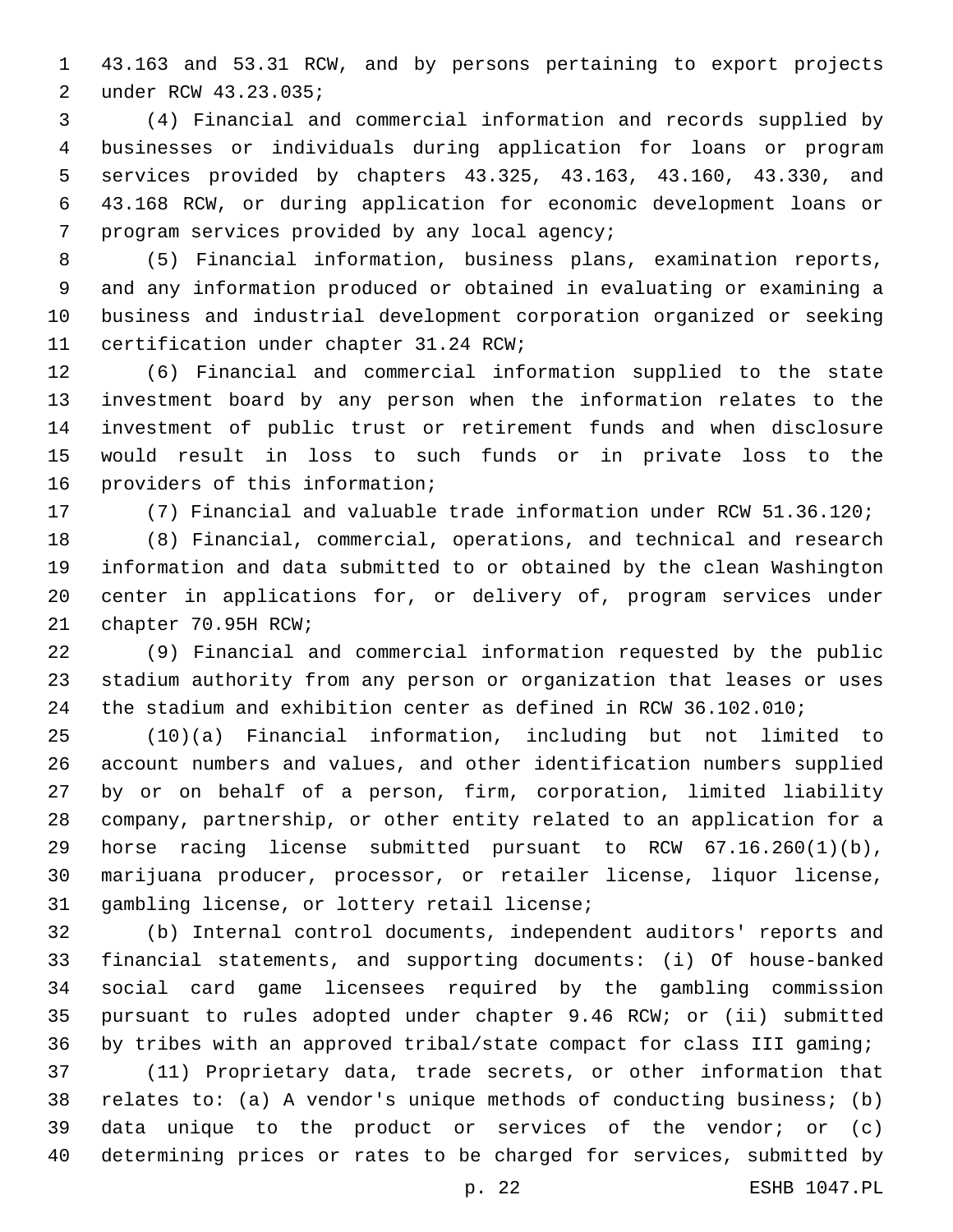43.163 and 53.31 RCW, and by persons pertaining to export projects under RCW 43.23.035;

(4) Financial and commercial information and records supplied by businesses or individuals during application for loans or program services provided by chapters 43.325, 43.163, 43.160, 43.330, and 43.168 RCW, or during application for economic development loans or program services provided by any local agency;

(5) Financial information, business plans, examination reports, and any information produced or obtained in evaluating or examining a business and industrial development corporation organized or seeking certification under chapter 31.24 RCW;

(6) Financial and commercial information supplied to the state investment board by any person when the information relates to the investment of public trust or retirement funds and when disclosure would result in loss to such funds or in private loss to the providers of this information;

(7) Financial and valuable trade information under RCW 51.36.120;

(8) Financial, commercial, operations, and technical and research information and data submitted to or obtained by the clean Washington center in applications for, or delivery of, program services under chapter 70.95H RCW;

(9) Financial and commercial information requested by the public stadium authority from any person or organization that leases or uses the stadium and exhibition center as defined in RCW 36.102.010;

(10)(a) Financial information, including but not limited to account numbers and values, and other identification numbers supplied by or on behalf of a person, firm, corporation, limited liability company, partnership, or other entity related to an application for a horse racing license submitted pursuant to RCW 67.16.260(1)(b), marijuana producer, processor, or retailer license, liquor license, gambling license, or lottery retail license;

(b) Internal control documents, independent auditors' reports and financial statements, and supporting documents: (i) Of house-banked social card game licensees required by the gambling commission pursuant to rules adopted under chapter 9.46 RCW; or (ii) submitted by tribes with an approved tribal/state compact for class III gaming;

(11) Proprietary data, trade secrets, or other information that relates to: (a) A vendor's unique methods of conducting business; (b) data unique to the product or services of the vendor; or (c) determining prices or rates to be charged for services, submitted by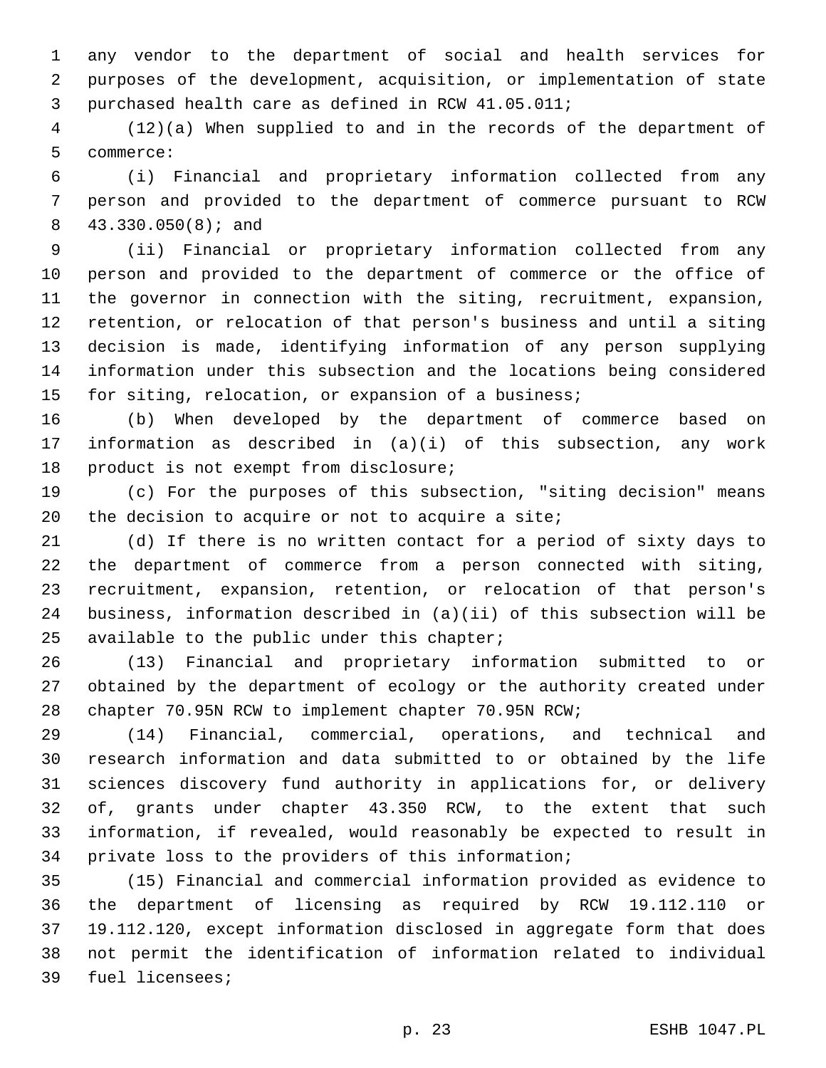any vendor to the department of social and health services for purposes of the development, acquisition, or implementation of state purchased health care as defined in RCW 41.05.011;

(12)(a) When supplied to and in the records of the department of commerce:

(i) Financial and proprietary information collected from any person and provided to the department of commerce pursuant to RCW 43.330.050(8); and

(ii) Financial or proprietary information collected from any person and provided to the department of commerce or the office of the governor in connection with the siting, recruitment, expansion, retention, or relocation of that person's business and until a siting decision is made, identifying information of any person supplying information under this subsection and the locations being considered for siting, relocation, or expansion of a business;

(b) When developed by the department of commerce based on information as described in (a)(i) of this subsection, any work product is not exempt from disclosure;

(c) For the purposes of this subsection, "siting decision" means the decision to acquire or not to acquire a site;

(d) If there is no written contact for a period of sixty days to the department of commerce from a person connected with siting, recruitment, expansion, retention, or relocation of that person's business, information described in (a)(ii) of this subsection will be available to the public under this chapter;

(13) Financial and proprietary information submitted to or obtained by the department of ecology or the authority created under chapter 70.95N RCW to implement chapter 70.95N RCW;

(14) Financial, commercial, operations, and technical and research information and data submitted to or obtained by the life sciences discovery fund authority in applications for, or delivery of, grants under chapter 43.350 RCW, to the extent that such information, if revealed, would reasonably be expected to result in private loss to the providers of this information;

(15) Financial and commercial information provided as evidence to the department of licensing as required by RCW 19.112.110 or 19.112.120, except information disclosed in aggregate form that does not permit the identification of information related to individual fuel licensees;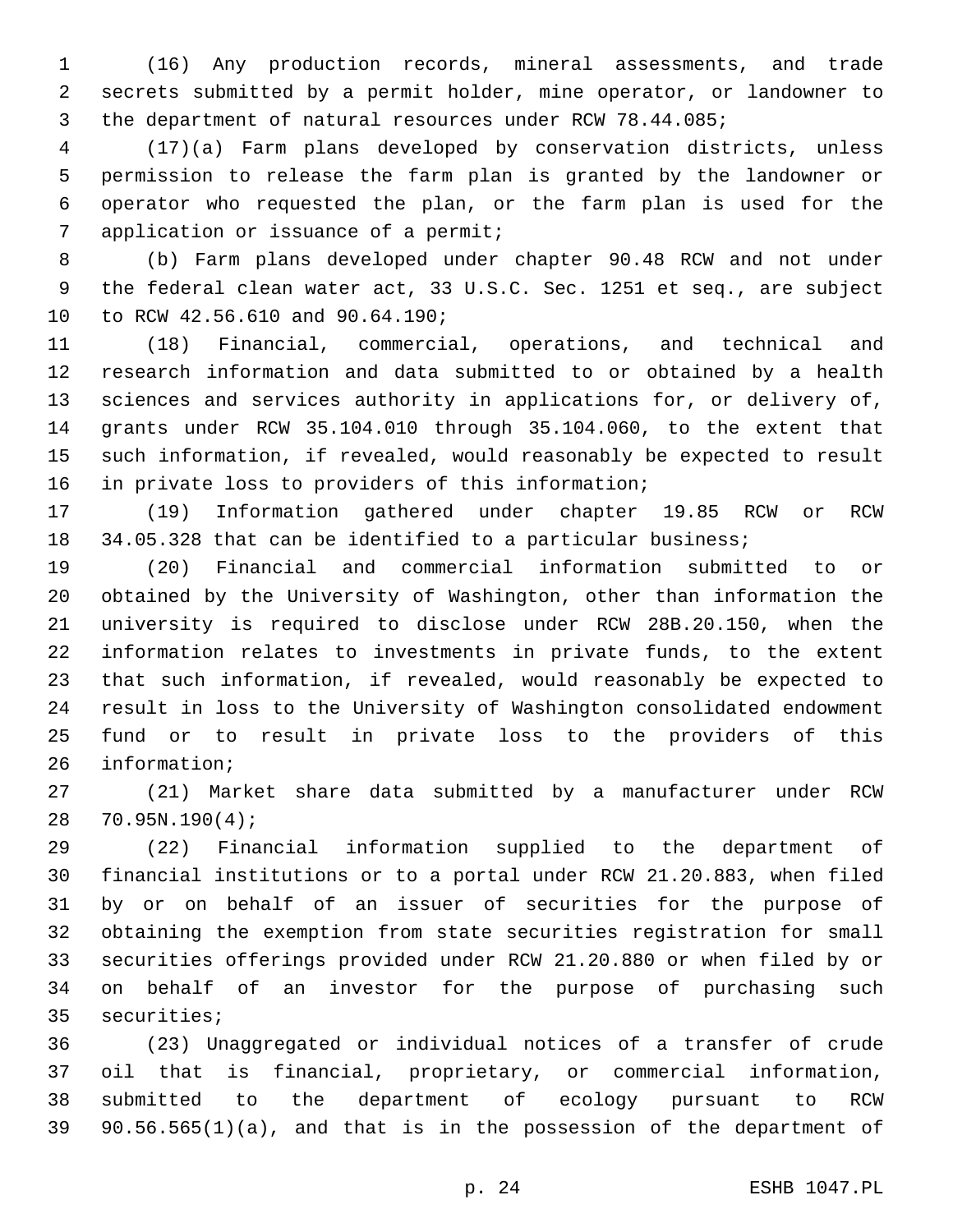(16) Any production records, mineral assessments, and trade secrets submitted by a permit holder, mine operator, or landowner to the department of natural resources under RCW 78.44.085;

(17)(a) Farm plans developed by conservation districts, unless permission to release the farm plan is granted by the landowner or operator who requested the plan, or the farm plan is used for the application or issuance of a permit;

(b) Farm plans developed under chapter 90.48 RCW and not under the federal clean water act, 33 U.S.C. Sec. 1251 et seq., are subject to RCW 42.56.610 and 90.64.190;

(18) Financial, commercial, operations, and technical and research information and data submitted to or obtained by a health sciences and services authority in applications for, or delivery of, grants under RCW 35.104.010 through 35.104.060, to the extent that such information, if revealed, would reasonably be expected to result in private loss to providers of this information;

(19) Information gathered under chapter 19.85 RCW or RCW 34.05.328 that can be identified to a particular business;

(20) Financial and commercial information submitted to or obtained by the University of Washington, other than information the university is required to disclose under RCW 28B.20.150, when the information relates to investments in private funds, to the extent that such information, if revealed, would reasonably be expected to result in loss to the University of Washington consolidated endowment fund or to result in private loss to the providers of this information;

(21) Market share data submitted by a manufacturer under RCW 70.95N.190(4);

(22) Financial information supplied to the department of financial institutions or to a portal under RCW 21.20.883, when filed by or on behalf of an issuer of securities for the purpose of obtaining the exemption from state securities registration for small securities offerings provided under RCW 21.20.880 or when filed by or on behalf of an investor for the purpose of purchasing such securities;

(23) Unaggregated or individual notices of a transfer of crude oil that is financial, proprietary, or commercial information, submitted to the department of ecology pursuant to RCW 90.56.565(1)(a), and that is in the possession of the department of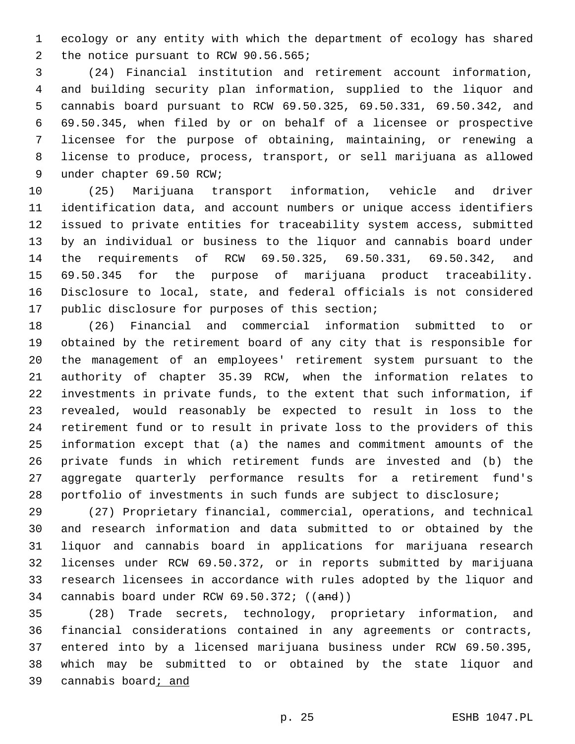ecology or any entity with which the department of ecology has shared the notice pursuant to RCW 90.56.565;

(24) Financial institution and retirement account information, and building security plan information, supplied to the liquor and cannabis board pursuant to RCW 69.50.325, 69.50.331, 69.50.342, and 69.50.345, when filed by or on behalf of a licensee or prospective licensee for the purpose of obtaining, maintaining, or renewing a license to produce, process, transport, or sell marijuana as allowed under chapter 69.50 RCW;

(25) Marijuana transport information, vehicle and driver identification data, and account numbers or unique access identifiers issued to private entities for traceability system access, submitted by an individual or business to the liquor and cannabis board under the requirements of RCW 69.50.325, 69.50.331, 69.50.342, and 69.50.345 for the purpose of marijuana product traceability. Disclosure to local, state, and federal officials is not considered public disclosure for purposes of this section;

(26) Financial and commercial information submitted to or obtained by the retirement board of any city that is responsible for the management of an employees' retirement system pursuant to the authority of chapter 35.39 RCW, when the information relates to investments in private funds, to the extent that such information, if revealed, would reasonably be expected to result in loss to the retirement fund or to result in private loss to the providers of this information except that (a) the names and commitment amounts of the private funds in which retirement funds are invested and (b) the aggregate quarterly performance results for a retirement fund's portfolio of investments in such funds are subject to disclosure;

(27) Proprietary financial, commercial, operations, and technical and research information and data submitted to or obtained by the liquor and cannabis board in applications for marijuana research licenses under RCW 69.50.372, or in reports submitted by marijuana research licensees in accordance with rules adopted by the liquor and cannabis board under RCW 69.50.372; ((~~and~~))

(28) Trade secrets, technology, proprietary information, and financial considerations contained in any agreements or contracts, entered into by a licensed marijuana business under RCW 69.50.395, which may be submitted to or obtained by the state liquor and cannabis board<u>; and</u>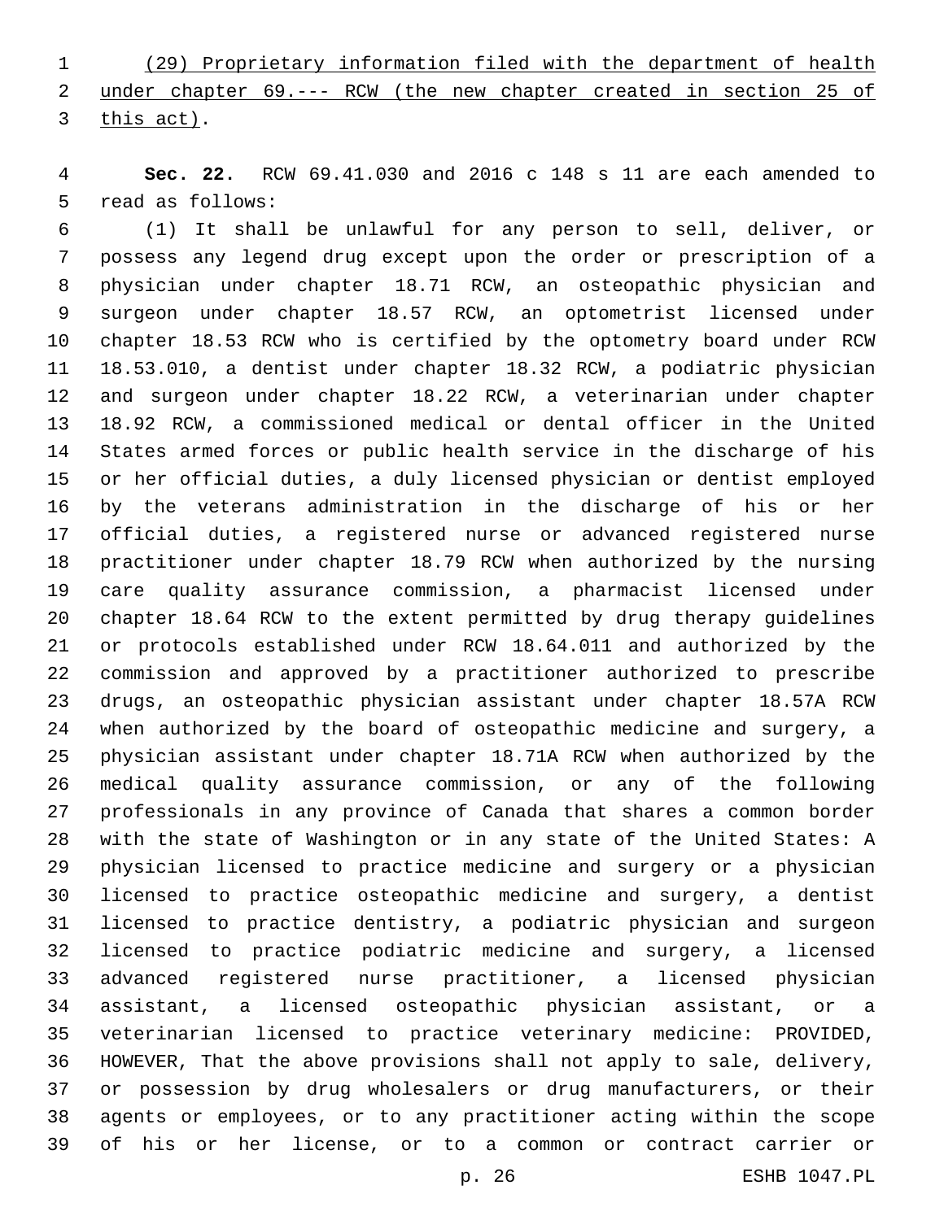(29) Proprietary information filed with the department of health under chapter 69.--- RCW (the new chapter created in section 25 of this act).

**Sec. 22.** RCW 69.41.030 and 2016 c 148 s 11 are each amended to read as follows:

(1) It shall be unlawful for any person to sell, deliver, or possess any legend drug except upon the order or prescription of a physician under chapter 18.71 RCW, an osteopathic physician and surgeon under chapter 18.57 RCW, an optometrist licensed under chapter 18.53 RCW who is certified by the optometry board under RCW 18.53.010, a dentist under chapter 18.32 RCW, a podiatric physician and surgeon under chapter 18.22 RCW, a veterinarian under chapter 18.92 RCW, a commissioned medical or dental officer in the United States armed forces or public health service in the discharge of his or her official duties, a duly licensed physician or dentist employed by the veterans administration in the discharge of his or her official duties, a registered nurse or advanced registered nurse practitioner under chapter 18.79 RCW when authorized by the nursing care quality assurance commission, a pharmacist licensed under chapter 18.64 RCW to the extent permitted by drug therapy guidelines or protocols established under RCW 18.64.011 and authorized by the commission and approved by a practitioner authorized to prescribe drugs, an osteopathic physician assistant under chapter 18.57A RCW when authorized by the board of osteopathic medicine and surgery, a physician assistant under chapter 18.71A RCW when authorized by the medical quality assurance commission, or any of the following professionals in any province of Canada that shares a common border with the state of Washington or in any state of the United States: A physician licensed to practice medicine and surgery or a physician licensed to practice osteopathic medicine and surgery, a dentist licensed to practice dentistry, a podiatric physician and surgeon licensed to practice podiatric medicine and surgery, a licensed advanced registered nurse practitioner, a licensed physician assistant, a licensed osteopathic physician assistant, or a veterinarian licensed to practice veterinary medicine: PROVIDED, HOWEVER, That the above provisions shall not apply to sale, delivery, or possession by drug wholesalers or drug manufacturers, or their agents or employees, or to any practitioner acting within the scope of his or her license, or to a common or contract carrier or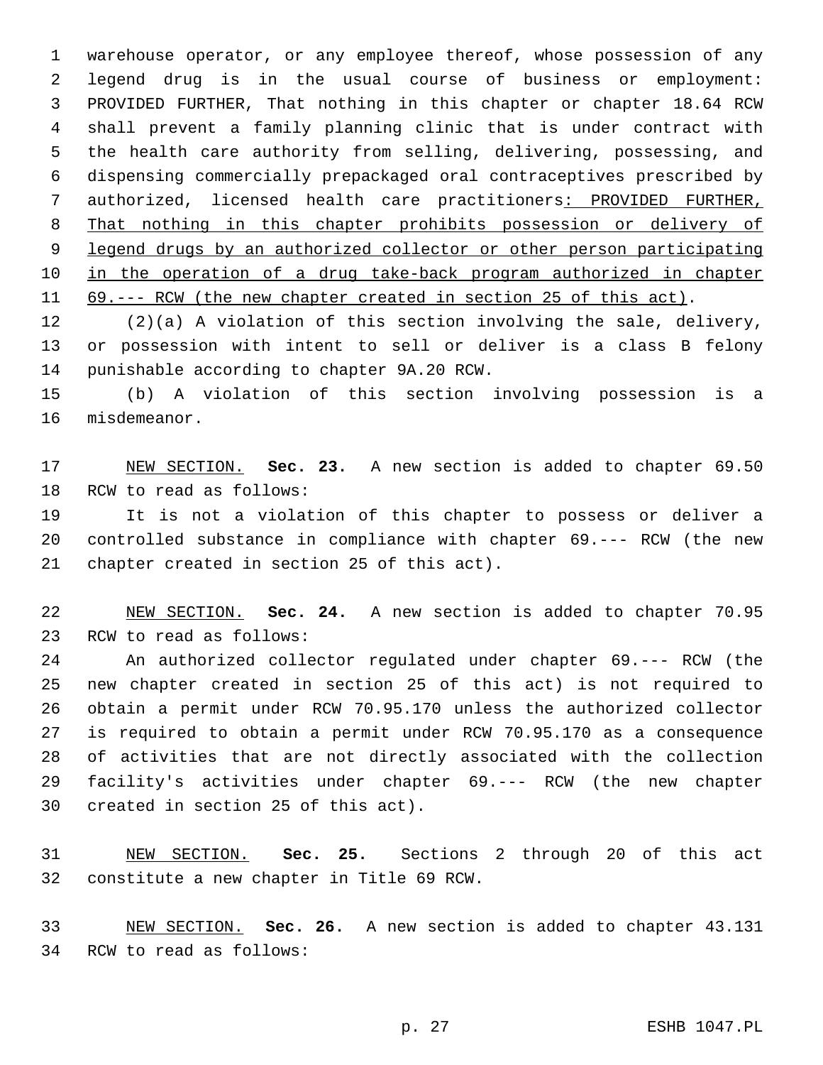warehouse operator, or any employee thereof, whose possession of any legend drug is in the usual course of business or employment: PROVIDED FURTHER, That nothing in this chapter or chapter 18.64 RCW shall prevent a family planning clinic that is under contract with the health care authority from selling, delivering, possessing, and dispensing commercially prepackaged oral contraceptives prescribed by authorized, licensed health care practitioners: PROVIDED FURTHER, That nothing in this chapter prohibits possession or delivery of legend drugs by an authorized collector or other person participating in the operation of a drug take-back program authorized in chapter 69.--- RCW (the new chapter created in section 25 of this act).

(2)(a) A violation of this section involving the sale, delivery, or possession with intent to sell or deliver is a class B felony punishable according to chapter 9A.20 RCW.

(b) A violation of this section involving possession is a misdemeanor.

NEW SECTION. **Sec. 23.** A new section is added to chapter 69.50 RCW to read as follows:

It is not a violation of this chapter to possess or deliver a controlled substance in compliance with chapter 69.--- RCW (the new chapter created in section 25 of this act).

NEW SECTION. **Sec. 24.** A new section is added to chapter 70.95 RCW to read as follows:

An authorized collector regulated under chapter 69.--- RCW (the new chapter created in section 25 of this act) is not required to obtain a permit under RCW 70.95.170 unless the authorized collector is required to obtain a permit under RCW 70.95.170 as a consequence of activities that are not directly associated with the collection facility's activities under chapter 69.--- RCW (the new chapter created in section 25 of this act).

NEW SECTION. **Sec. 25.** Sections 2 through 20 of this act constitute a new chapter in Title 69 RCW.

NEW SECTION. **Sec. 26.** A new section is added to chapter 43.131 RCW to read as follows: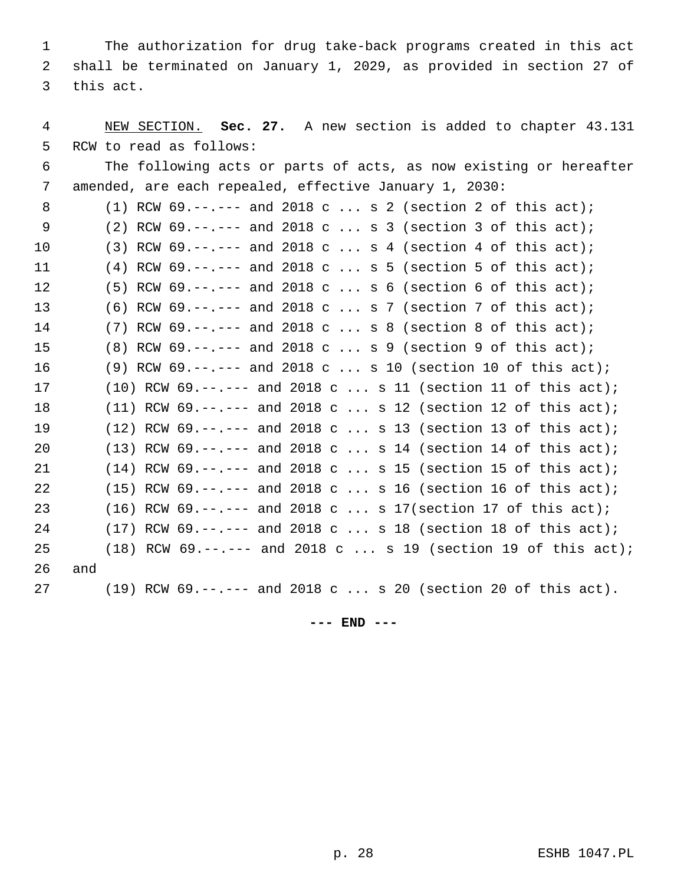The authorization for drug take-back programs created in this act shall be terminated on January 1, 2029, as provided in section 27 of this act.

NEW SECTION. **Sec. 27.** A new section is added to chapter 43.131 RCW to read as follows:

The following acts or parts of acts, as now existing or hereafter amended, are each repealed, effective January 1, 2030:

(1) RCW 69.--.--- and 2018 c ... s 2 (section 2 of this act);

(2) RCW 69.--.--- and 2018 c ... s 3 (section 3 of this act);

(3) RCW 69.--.--- and 2018 c ... s 4 (section 4 of this act);

(4) RCW 69.--.--- and 2018 c ... s 5 (section 5 of this act);

(5) RCW 69.--.--- and 2018 c ... s 6 (section 6 of this act);

(6) RCW 69.--.--- and 2018 c ... s 7 (section 7 of this act);

(7) RCW 69.--.--- and 2018 c ... s 8 (section 8 of this act);

(8) RCW 69.--.--- and 2018 c ... s 9 (section 9 of this act);

(9) RCW 69.--.--- and 2018 c ... s 10 (section 10 of this act);

(10) RCW 69.--.--- and 2018 c ... s 11 (section 11 of this act);

(11) RCW 69.--.--- and 2018 c ... s 12 (section 12 of this act);

(12) RCW 69.--.--- and 2018 c ... s 13 (section 13 of this act);

(13) RCW 69.--.--- and 2018 c ... s 14 (section 14 of this act);

(14) RCW 69.--.--- and 2018 c ... s 15 (section 15 of this act);

(15) RCW 69.--.--- and 2018 c ... s 16 (section 16 of this act);

(16) RCW 69.--.--- and 2018 c ... s 17(section 17 of this act);

(17) RCW 69.--.--- and 2018 c ... s 18 (section 18 of this act);

(18) RCW 69.--.--- and 2018 c ... s 19 (section 19 of this act); and

(19) RCW 69.--.--- and 2018 c ... s 20 (section 20 of this act).

**--- END ---**